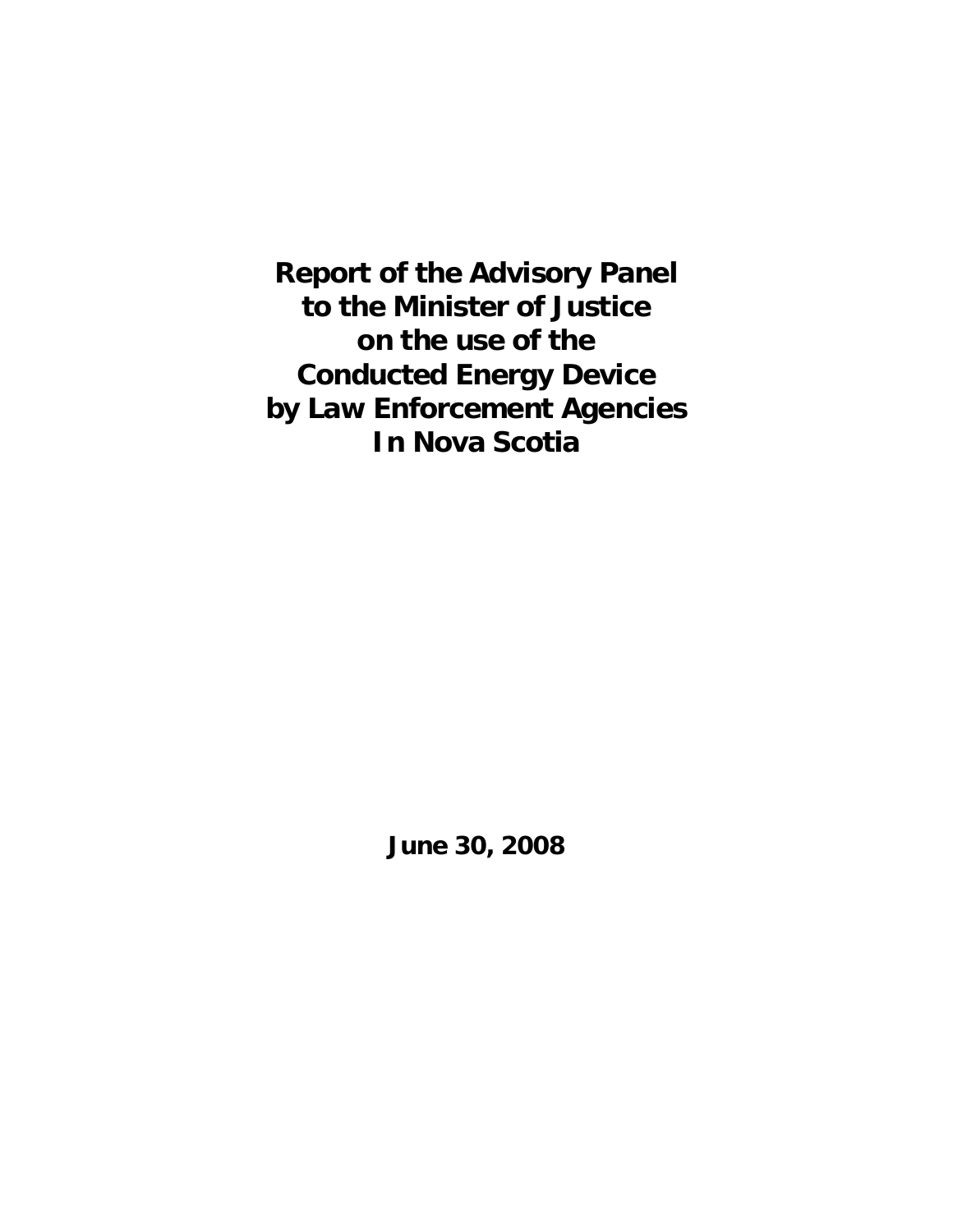# Report of the Advisory Panel to the Minister of Justice on the use of the Conducted Energy Device by Law Enforcement Agencies In Nova Scotia

**June 30, 2008**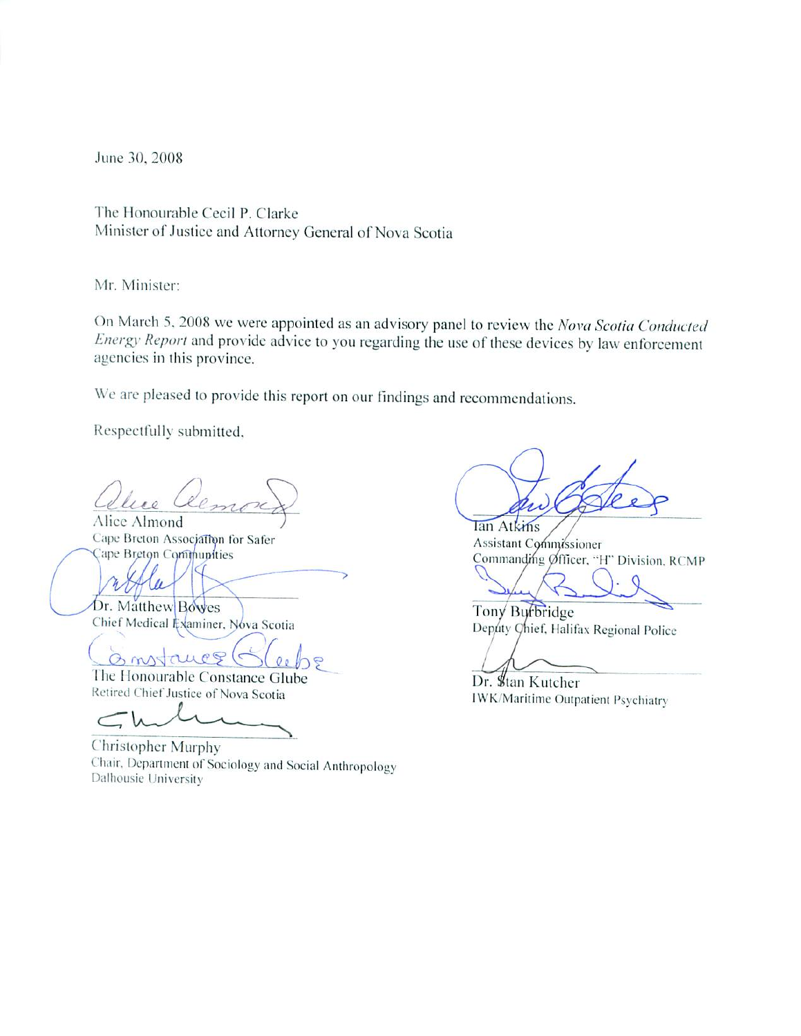June 30, 2008

The Honourable Cecil P. Clarke
Minister of Justice and Attorney General of Nova Scotia

Mr. Minister:

On March 5, 2008 we were appointed as an advisory panel to review the *Nova Scotia Conducted Energy Report* and provide advice to you regarding the use of these devices by law enforcement agencies in this province.

We are pleased to provide this report on our findings and recommendations.

Respectfully submitted,

Alice Almond
Cape Breton Association for Safer Cape Breton Communities

Dr. Matthew Bowes
Chief Medical Examiner, Nova Scotia

The Honourable Constance Glube
Retired Chief Justice of Nova Scotia

Christopher Murphy
Chair, Department of Sociology and Social Anthropology
Dalhousie University

Ian Atkins
Assistant Commissioner
Commanding Officer, "H" Division, RCMP

Tony Burbridge
Deputy Chief, Halifax Regional Police

Dr. Stan Kutcher
IWK/Maritime Outpatient Psychiatry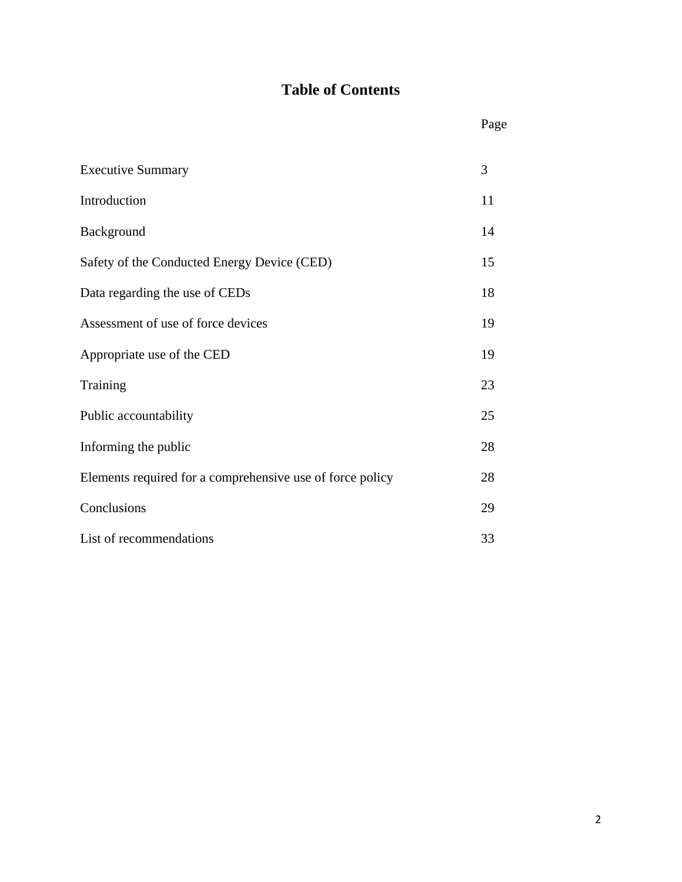# Table of Contents

| | Page |
|---|---|
| Executive Summary | 3 |
| Introduction | 11 |
| Background | 14 |
| Safety of the Conducted Energy Device (CED) | 15 |
| Data regarding the use of CEDs | 18 |
| Assessment of use of force devices | 19 |
| Appropriate use of the CED | 19 |
| Training | 23 |
| Public accountability | 25 |
| Informing the public | 28 |
| Elements required for a comprehensive use of force policy | 28 |
| Conclusions | 29 |
| List of recommendations | 33 |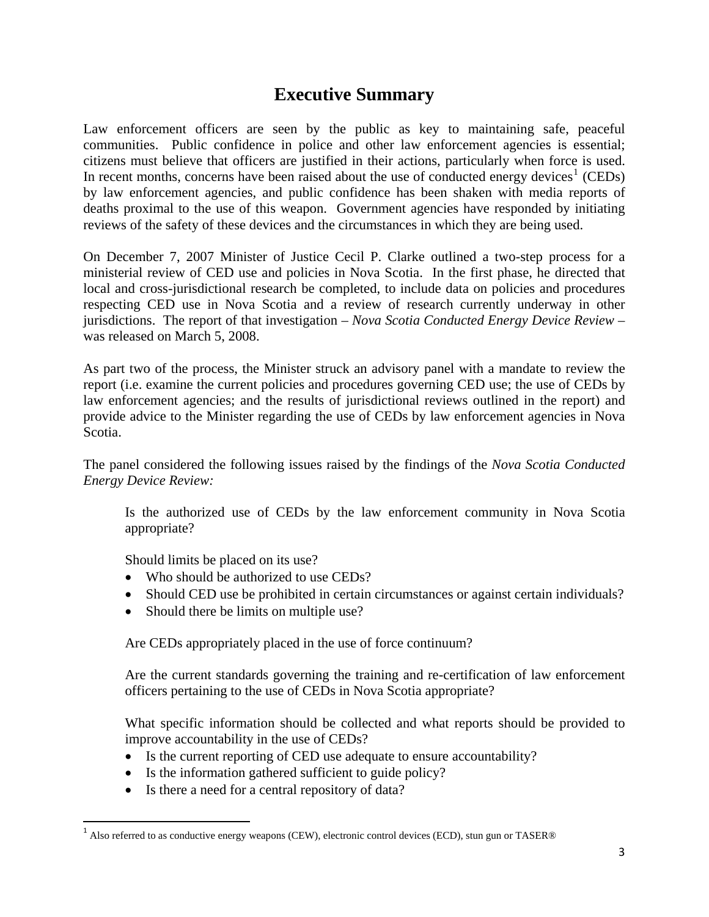# Executive Summary

Law enforcement officers are seen by the public as key to maintaining safe, peaceful communities. Public confidence in police and other law enforcement agencies is essential; citizens must believe that officers are justified in their actions, particularly when force is used. In recent months, concerns have been raised about the use of conducted energy devices[1] (CEDs) by law enforcement agencies, and public confidence has been shaken with media reports of deaths proximal to the use of this weapon. Government agencies have responded by initiating reviews of the safety of these devices and the circumstances in which they are being used.

On December 7, 2007 Minister of Justice Cecil P. Clarke outlined a two-step process for a ministerial review of CED use and policies in Nova Scotia. In the first phase, he directed that local and cross-jurisdictional research be completed, to include data on policies and procedures respecting CED use in Nova Scotia and a review of research currently underway in other jurisdictions. The report of that investigation – *Nova Scotia Conducted Energy Device Review* – was released on March 5, 2008.

As part two of the process, the Minister struck an advisory panel with a mandate to review the report (i.e. examine the current policies and procedures governing CED use; the use of CEDs by law enforcement agencies; and the results of jurisdictional reviews outlined in the report) and provide advice to the Minister regarding the use of CEDs by law enforcement agencies in Nova Scotia.

The panel considered the following issues raised by the findings of the *Nova Scotia Conducted Energy Device Review:*

> Is the authorized use of CEDs by the law enforcement community in Nova Scotia appropriate?
>
> Should limits be placed on its use?
> - Who should be authorized to use CEDs?
> - Should CED use be prohibited in certain circumstances or against certain individuals?
> - Should there be limits on multiple use?
>
> Are CEDs appropriately placed in the use of force continuum?
>
> Are the current standards governing the training and re-certification of law enforcement officers pertaining to the use of CEDs in Nova Scotia appropriate?
>
> What specific information should be collected and what reports should be provided to improve accountability in the use of CEDs?
> - Is the current reporting of CED use adequate to ensure accountability?
> - Is the information gathered sufficient to guide policy?
> - Is there a need for a central repository of data?

[1] Also referred to as conductive energy weapons (CEW), electronic control devices (ECD), stun gun or TASER®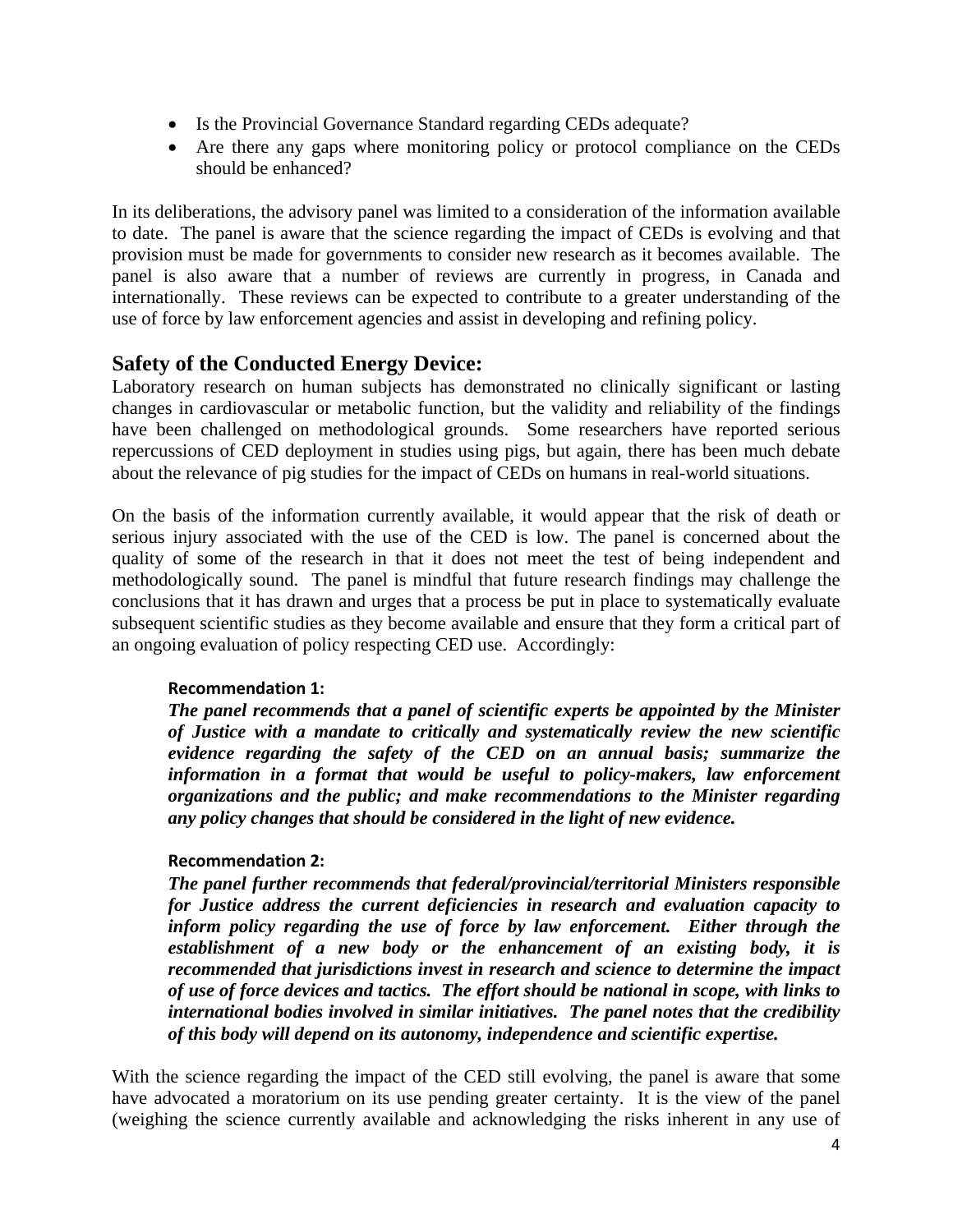- Is the Provincial Governance Standard regarding CEDs adequate?
- Are there any gaps where monitoring policy or protocol compliance on the CEDs should be enhanced?

In its deliberations, the advisory panel was limited to a consideration of the information available to date. The panel is aware that the science regarding the impact of CEDs is evolving and that provision must be made for governments to consider new research as it becomes available. The panel is also aware that a number of reviews are currently in progress, in Canada and internationally. These reviews can be expected to contribute to a greater understanding of the use of force by law enforcement agencies and assist in developing and refining policy.

## Safety of the Conducted Energy Device:

Laboratory research on human subjects has demonstrated no clinically significant or lasting changes in cardiovascular or metabolic function, but the validity and reliability of the findings have been challenged on methodological grounds. Some researchers have reported serious repercussions of CED deployment in studies using pigs, but again, there has been much debate about the relevance of pig studies for the impact of CEDs on humans in real-world situations.

On the basis of the information currently available, it would appear that the risk of death or serious injury associated with the use of the CED is low. The panel is concerned about the quality of some of the research in that it does not meet the test of being independent and methodologically sound. The panel is mindful that future research findings may challenge the conclusions that it has drawn and urges that a process be put in place to systematically evaluate subsequent scientific studies as they become available and ensure that they form a critical part of an ongoing evaluation of policy respecting CED use. Accordingly:

**Recommendation 1:**

***The panel recommends that a panel of scientific experts be appointed by the Minister of Justice with a mandate to critically and systematically review the new scientific evidence regarding the safety of the CED on an annual basis; summarize the information in a format that would be useful to policy-makers, law enforcement organizations and the public; and make recommendations to the Minister regarding any policy changes that should be considered in the light of new evidence.***

**Recommendation 2:**

***The panel further recommends that federal/provincial/territorial Ministers responsible for Justice address the current deficiencies in research and evaluation capacity to inform policy regarding the use of force by law enforcement. Either through the establishment of a new body or the enhancement of an existing body, it is recommended that jurisdictions invest in research and science to determine the impact of use of force devices and tactics. The effort should be national in scope, with links to international bodies involved in similar initiatives. The panel notes that the credibility of this body will depend on its autonomy, independence and scientific expertise.***

With the science regarding the impact of the CED still evolving, the panel is aware that some have advocated a moratorium on its use pending greater certainty. It is the view of the panel (weighing the science currently available and acknowledging the risks inherent in any use of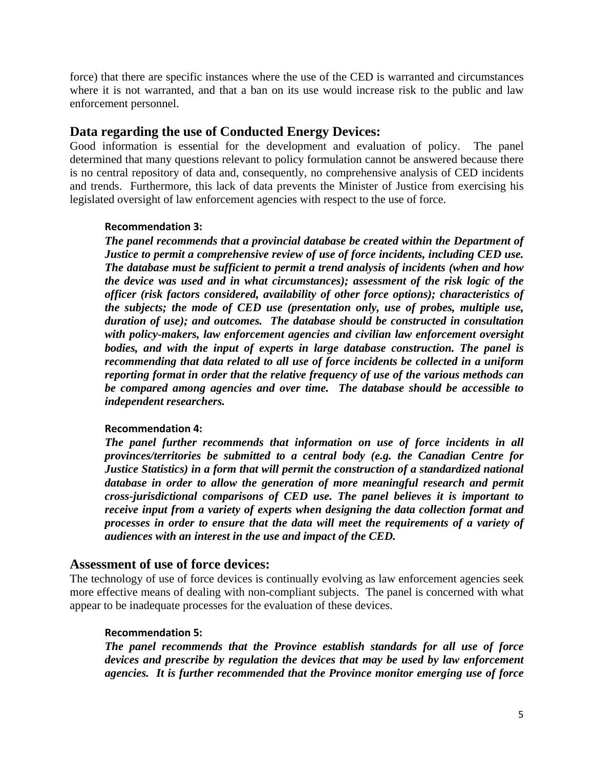force) that there are specific instances where the use of the CED is warranted and circumstances where it is not warranted, and that a ban on its use would increase risk to the public and law enforcement personnel.

## Data regarding the use of Conducted Energy Devices:

Good information is essential for the development and evaluation of policy. The panel determined that many questions relevant to policy formulation cannot be answered because there is no central repository of data and, consequently, no comprehensive analysis of CED incidents and trends. Furthermore, this lack of data prevents the Minister of Justice from exercising his legislated oversight of law enforcement agencies with respect to the use of force.

**Recommendation 3:**

***The panel recommends that a provincial database be created within the Department of Justice to permit a comprehensive review of use of force incidents, including CED use. The database must be sufficient to permit a trend analysis of incidents (when and how the device was used and in what circumstances); assessment of the risk logic of the officer (risk factors considered, availability of other force options); characteristics of the subjects; the mode of CED use (presentation only, use of probes, multiple use, duration of use); and outcomes. The database should be constructed in consultation with policy-makers, law enforcement agencies and civilian law enforcement oversight bodies, and with the input of experts in large database construction. The panel is recommending that data related to all use of force incidents be collected in a uniform reporting format in order that the relative frequency of use of the various methods can be compared among agencies and over time. The database should be accessible to independent researchers.***

**Recommendation 4:**

***The panel further recommends that information on use of force incidents in all provinces/territories be submitted to a central body (e.g. the Canadian Centre for Justice Statistics) in a form that will permit the construction of a standardized national database in order to allow the generation of more meaningful research and permit cross-jurisdictional comparisons of CED use. The panel believes it is important to receive input from a variety of experts when designing the data collection format and processes in order to ensure that the data will meet the requirements of a variety of audiences with an interest in the use and impact of the CED.***

## Assessment of use of force devices:

The technology of use of force devices is continually evolving as law enforcement agencies seek more effective means of dealing with non-compliant subjects. The panel is concerned with what appear to be inadequate processes for the evaluation of these devices.

**Recommendation 5:**

***The panel recommends that the Province establish standards for all use of force devices and prescribe by regulation the devices that may be used by law enforcement agencies. It is further recommended that the Province monitor emerging use of force***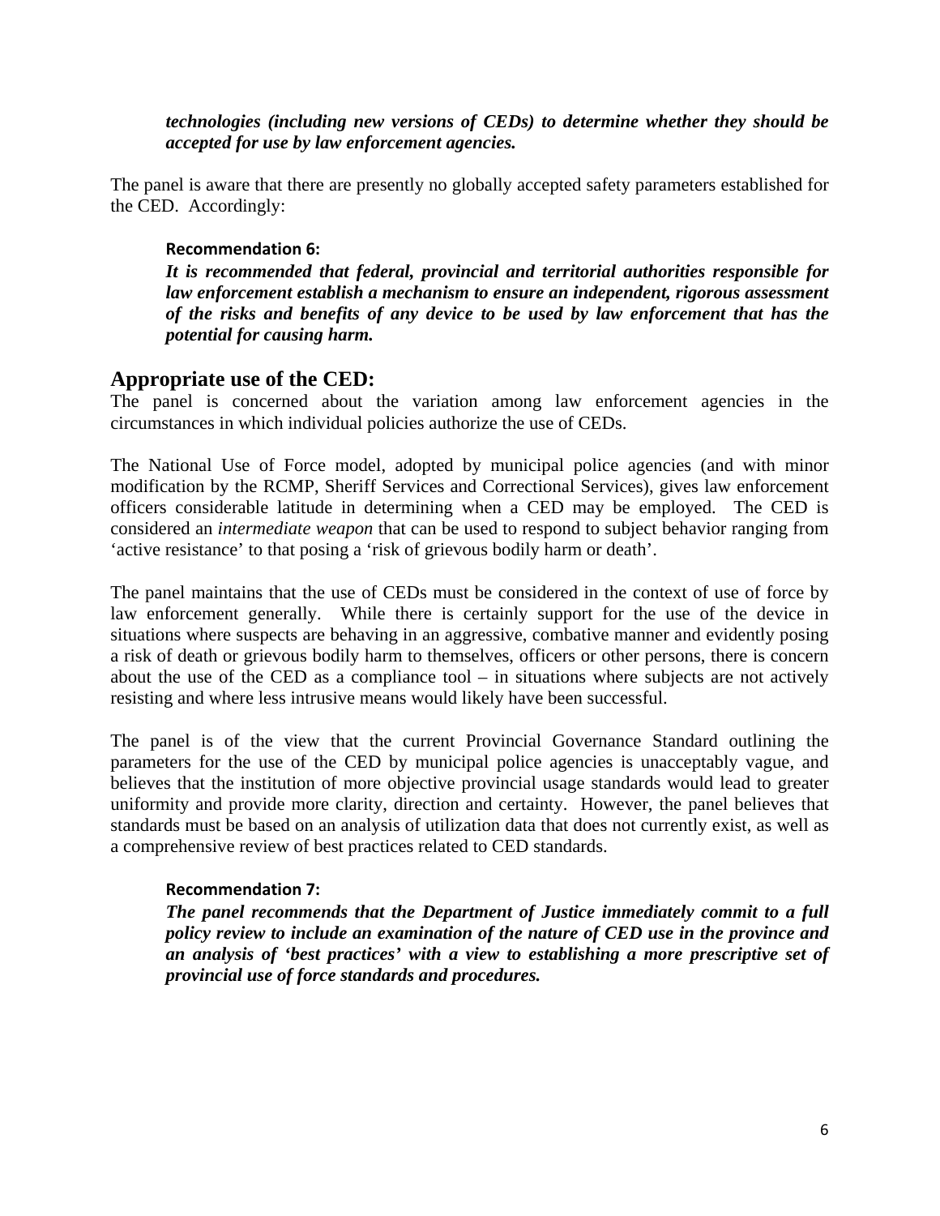***technologies (including new versions of CEDs) to determine whether they should be accepted for use by law enforcement agencies.***

The panel is aware that there are presently no globally accepted safety parameters established for the CED. Accordingly:

**Recommendation 6:**

***It is recommended that federal, provincial and territorial authorities responsible for law enforcement establish a mechanism to ensure an independent, rigorous assessment of the risks and benefits of any device to be used by law enforcement that has the potential for causing harm.***

## Appropriate use of the CED:

The panel is concerned about the variation among law enforcement agencies in the circumstances in which individual policies authorize the use of CEDs.

The National Use of Force model, adopted by municipal police agencies (and with minor modification by the RCMP, Sheriff Services and Correctional Services), gives law enforcement officers considerable latitude in determining when a CED may be employed. The CED is considered an *intermediate weapon* that can be used to respond to subject behavior ranging from 'active resistance' to that posing a 'risk of grievous bodily harm or death'.

The panel maintains that the use of CEDs must be considered in the context of use of force by law enforcement generally. While there is certainly support for the use of the device in situations where suspects are behaving in an aggressive, combative manner and evidently posing a risk of death or grievous bodily harm to themselves, officers or other persons, there is concern about the use of the CED as a compliance tool – in situations where subjects are not actively resisting and where less intrusive means would likely have been successful.

The panel is of the view that the current Provincial Governance Standard outlining the parameters for the use of the CED by municipal police agencies is unacceptably vague, and believes that the institution of more objective provincial usage standards would lead to greater uniformity and provide more clarity, direction and certainty. However, the panel believes that standards must be based on an analysis of utilization data that does not currently exist, as well as a comprehensive review of best practices related to CED standards.

**Recommendation 7:**

***The panel recommends that the Department of Justice immediately commit to a full policy review to include an examination of the nature of CED use in the province and an analysis of 'best practices' with a view to establishing a more prescriptive set of provincial use of force standards and procedures.***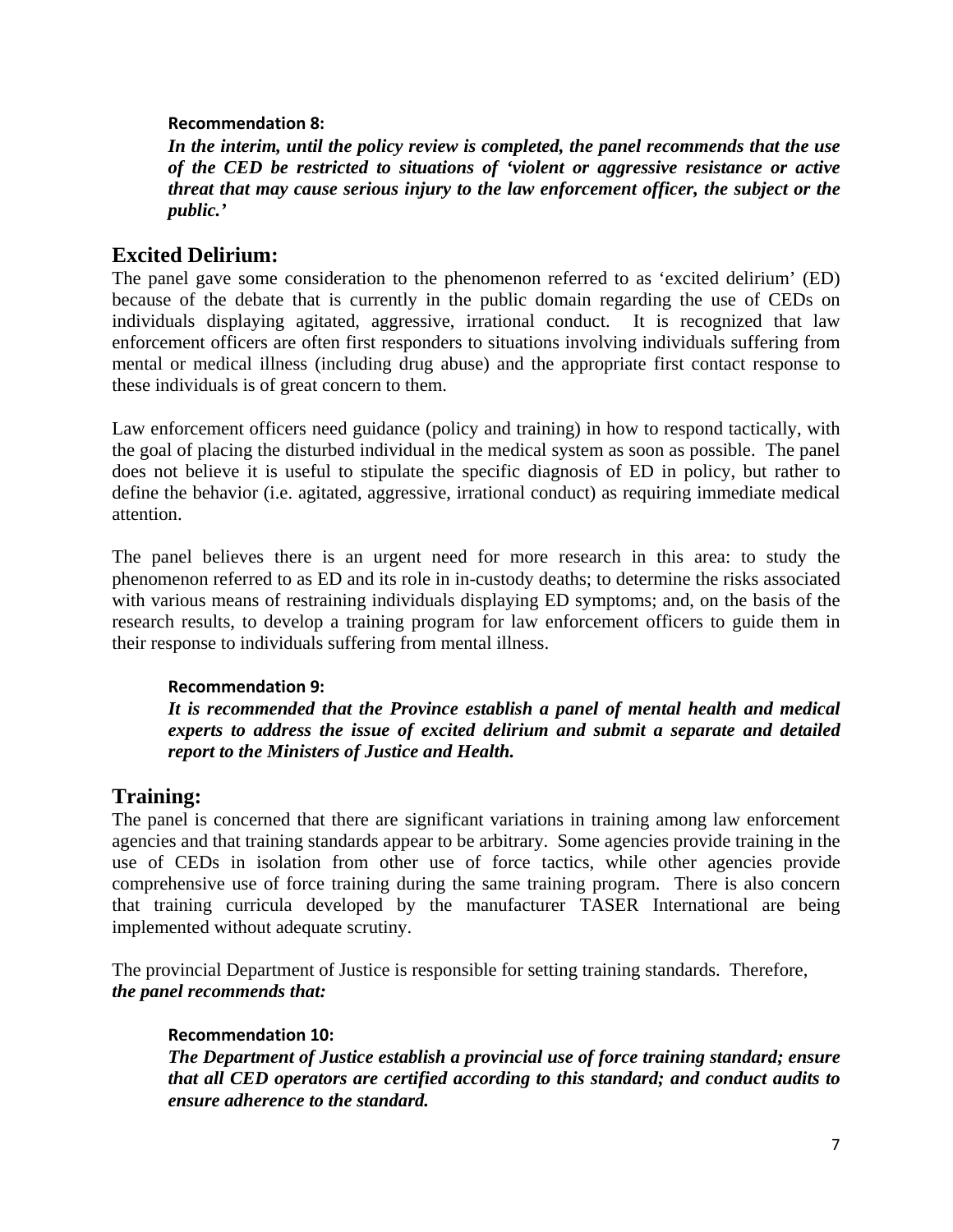**Recommendation 8:**

***In the interim, until the policy review is completed, the panel recommends that the use of the CED be restricted to situations of 'violent or aggressive resistance or active threat that may cause serious injury to the law enforcement officer, the subject or the public.'***

## Excited Delirium:

The panel gave some consideration to the phenomenon referred to as 'excited delirium' (ED) because of the debate that is currently in the public domain regarding the use of CEDs on individuals displaying agitated, aggressive, irrational conduct. It is recognized that law enforcement officers are often first responders to situations involving individuals suffering from mental or medical illness (including drug abuse) and the appropriate first contact response to these individuals is of great concern to them.

Law enforcement officers need guidance (policy and training) in how to respond tactically, with the goal of placing the disturbed individual in the medical system as soon as possible. The panel does not believe it is useful to stipulate the specific diagnosis of ED in policy, but rather to define the behavior (i.e. agitated, aggressive, irrational conduct) as requiring immediate medical attention.

The panel believes there is an urgent need for more research in this area: to study the phenomenon referred to as ED and its role in in-custody deaths; to determine the risks associated with various means of restraining individuals displaying ED symptoms; and, on the basis of the research results, to develop a training program for law enforcement officers to guide them in their response to individuals suffering from mental illness.

**Recommendation 9:**

***It is recommended that the Province establish a panel of mental health and medical experts to address the issue of excited delirium and submit a separate and detailed report to the Ministers of Justice and Health.***

## Training:

The panel is concerned that there are significant variations in training among law enforcement agencies and that training standards appear to be arbitrary. Some agencies provide training in the use of CEDs in isolation from other use of force tactics, while other agencies provide comprehensive use of force training during the same training program. There is also concern that training curricula developed by the manufacturer TASER International are being implemented without adequate scrutiny.

The provincial Department of Justice is responsible for setting training standards. Therefore, ***the panel recommends that:***

**Recommendation 10:**

***The Department of Justice establish a provincial use of force training standard; ensure that all CED operators are certified according to this standard; and conduct audits to ensure adherence to the standard.***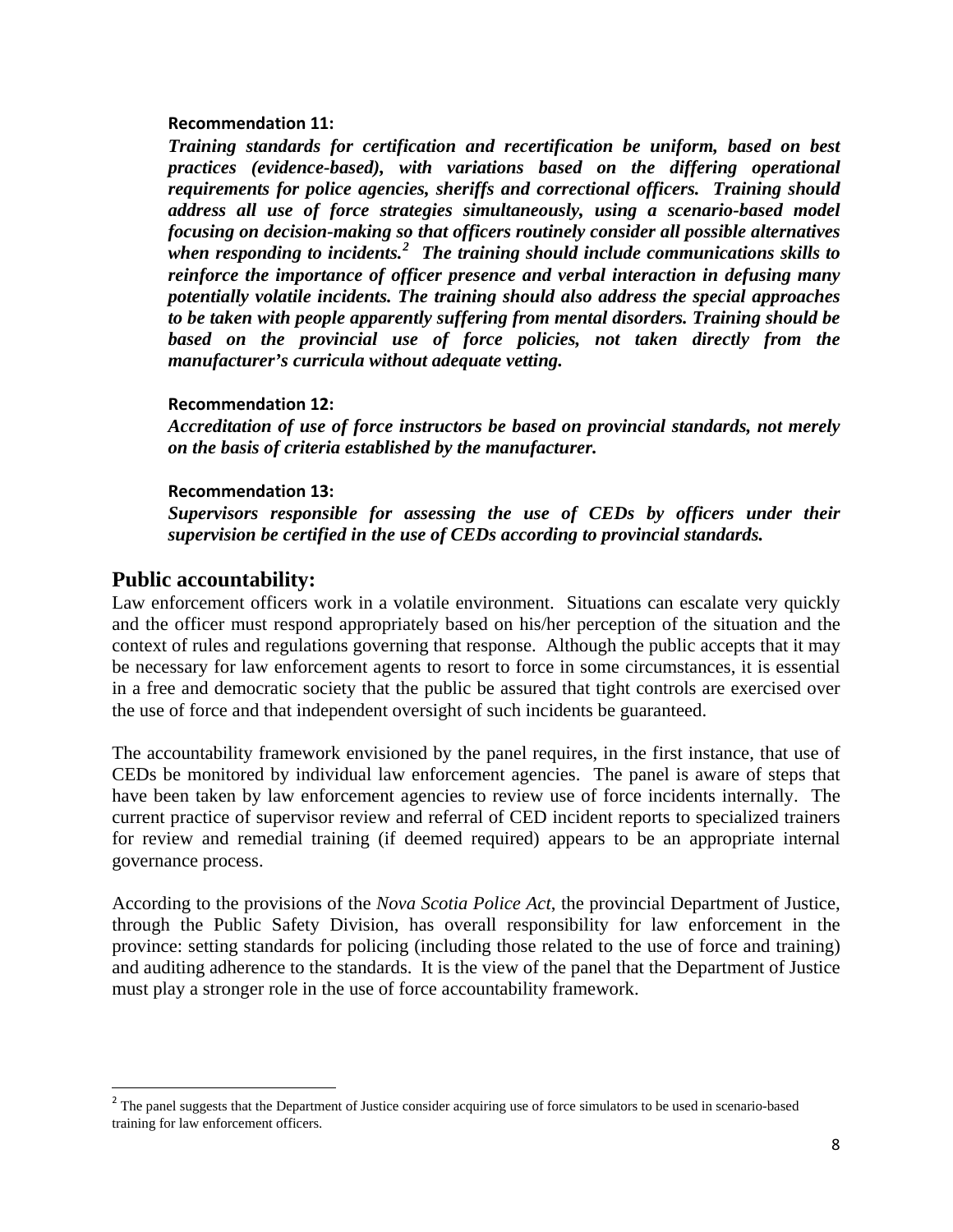**Recommendation 11:**

***Training standards for certification and recertification be uniform, based on best practices (evidence-based), with variations based on the differing operational requirements for police agencies, sheriffs and correctional officers. Training should address all use of force strategies simultaneously, using a scenario-based model focusing on decision-making so that officers routinely consider all possible alternatives when responding to incidents.[2] The training should include communications skills to reinforce the importance of officer presence and verbal interaction in defusing many potentially volatile incidents. The training should also address the special approaches to be taken with people apparently suffering from mental disorders. Training should be based on the provincial use of force policies, not taken directly from the manufacturer's curricula without adequate vetting.***

**Recommendation 12:**

***Accreditation of use of force instructors be based on provincial standards, not merely on the basis of criteria established by the manufacturer.***

**Recommendation 13:**

***Supervisors responsible for assessing the use of CEDs by officers under their supervision be certified in the use of CEDs according to provincial standards.***

## Public accountability:

Law enforcement officers work in a volatile environment. Situations can escalate very quickly and the officer must respond appropriately based on his/her perception of the situation and the context of rules and regulations governing that response. Although the public accepts that it may be necessary for law enforcement agents to resort to force in some circumstances, it is essential in a free and democratic society that the public be assured that tight controls are exercised over the use of force and that independent oversight of such incidents be guaranteed.

The accountability framework envisioned by the panel requires, in the first instance, that use of CEDs be monitored by individual law enforcement agencies. The panel is aware of steps that have been taken by law enforcement agencies to review use of force incidents internally. The current practice of supervisor review and referral of CED incident reports to specialized trainers for review and remedial training (if deemed required) appears to be an appropriate internal governance process.

According to the provisions of the *Nova Scotia Police Act*, the provincial Department of Justice, through the Public Safety Division, has overall responsibility for law enforcement in the province: setting standards for policing (including those related to the use of force and training) and auditing adherence to the standards. It is the view of the panel that the Department of Justice must play a stronger role in the use of force accountability framework.

---

[2] The panel suggests that the Department of Justice consider acquiring use of force simulators to be used in scenario-based training for law enforcement officers.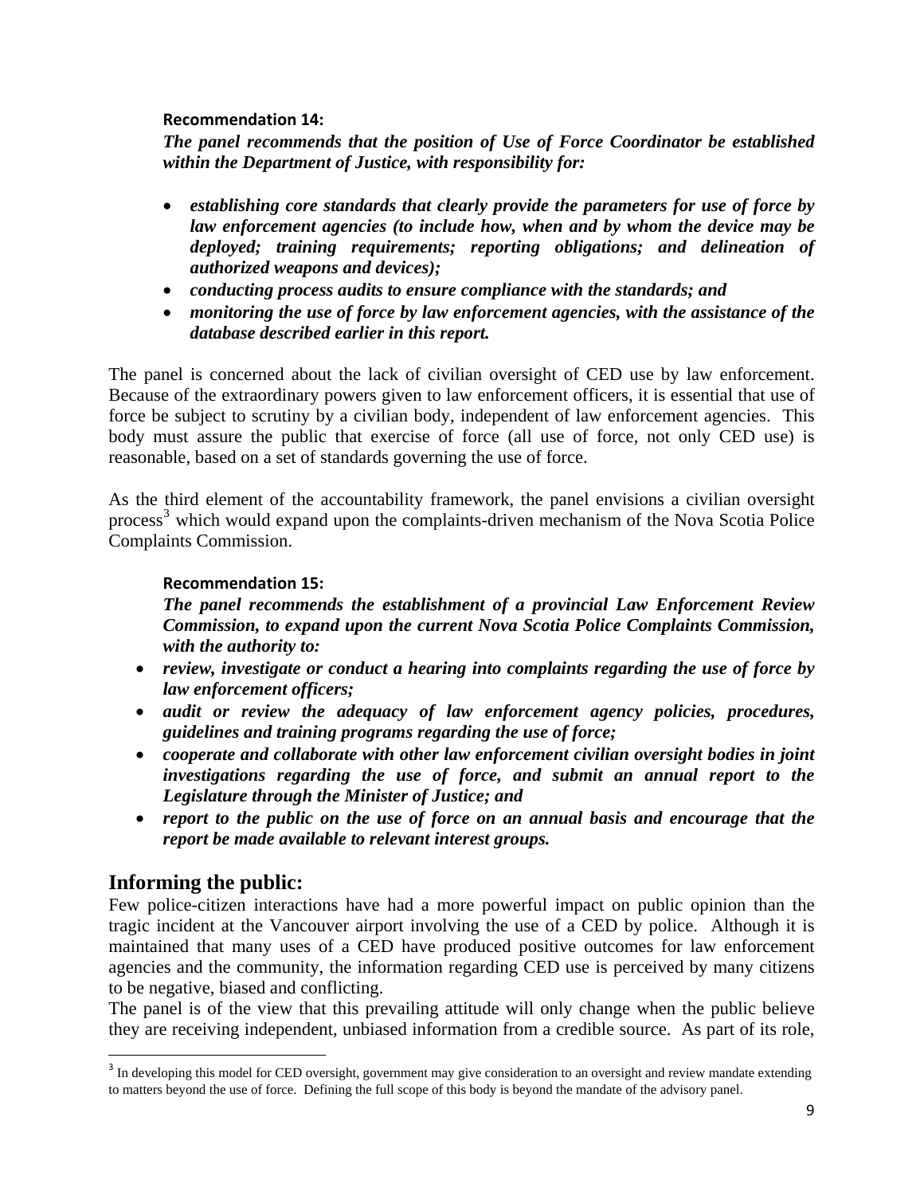**Recommendation 14:**

***The panel recommends that the position of Use of Force Coordinator be established within the Department of Justice, with responsibility for:***

- ***establishing core standards that clearly provide the parameters for use of force by law enforcement agencies (to include how, when and by whom the device may be deployed; training requirements; reporting obligations; and delineation of authorized weapons and devices);***
- ***conducting process audits to ensure compliance with the standards; and***
- ***monitoring the use of force by law enforcement agencies, with the assistance of the database described earlier in this report.***

The panel is concerned about the lack of civilian oversight of CED use by law enforcement. Because of the extraordinary powers given to law enforcement officers, it is essential that use of force be subject to scrutiny by a civilian body, independent of law enforcement agencies. This body must assure the public that exercise of force (all use of force, not only CED use) is reasonable, based on a set of standards governing the use of force.

As the third element of the accountability framework, the panel envisions a civilian oversight process[3] which would expand upon the complaints-driven mechanism of the Nova Scotia Police Complaints Commission.

**Recommendation 15:**

***The panel recommends the establishment of a provincial Law Enforcement Review Commission, to expand upon the current Nova Scotia Police Complaints Commission, with the authority to:***

- ***review, investigate or conduct a hearing into complaints regarding the use of force by law enforcement officers;***
- ***audit or review the adequacy of law enforcement agency policies, procedures, guidelines and training programs regarding the use of force;***
- ***cooperate and collaborate with other law enforcement civilian oversight bodies in joint investigations regarding the use of force, and submit an annual report to the Legislature through the Minister of Justice; and***
- ***report to the public on the use of force on an annual basis and encourage that the report be made available to relevant interest groups.***

## Informing the public:

Few police-citizen interactions have had a more powerful impact on public opinion than the tragic incident at the Vancouver airport involving the use of a CED by police. Although it is maintained that many uses of a CED have produced positive outcomes for law enforcement agencies and the community, the information regarding CED use is perceived by many citizens to be negative, biased and conflicting.

The panel is of the view that this prevailing attitude will only change when the public believe they are receiving independent, unbiased information from a credible source. As part of its role,

[3] In developing this model for CED oversight, government may give consideration to an oversight and review mandate extending to matters beyond the use of force. Defining the full scope of this body is beyond the mandate of the advisory panel.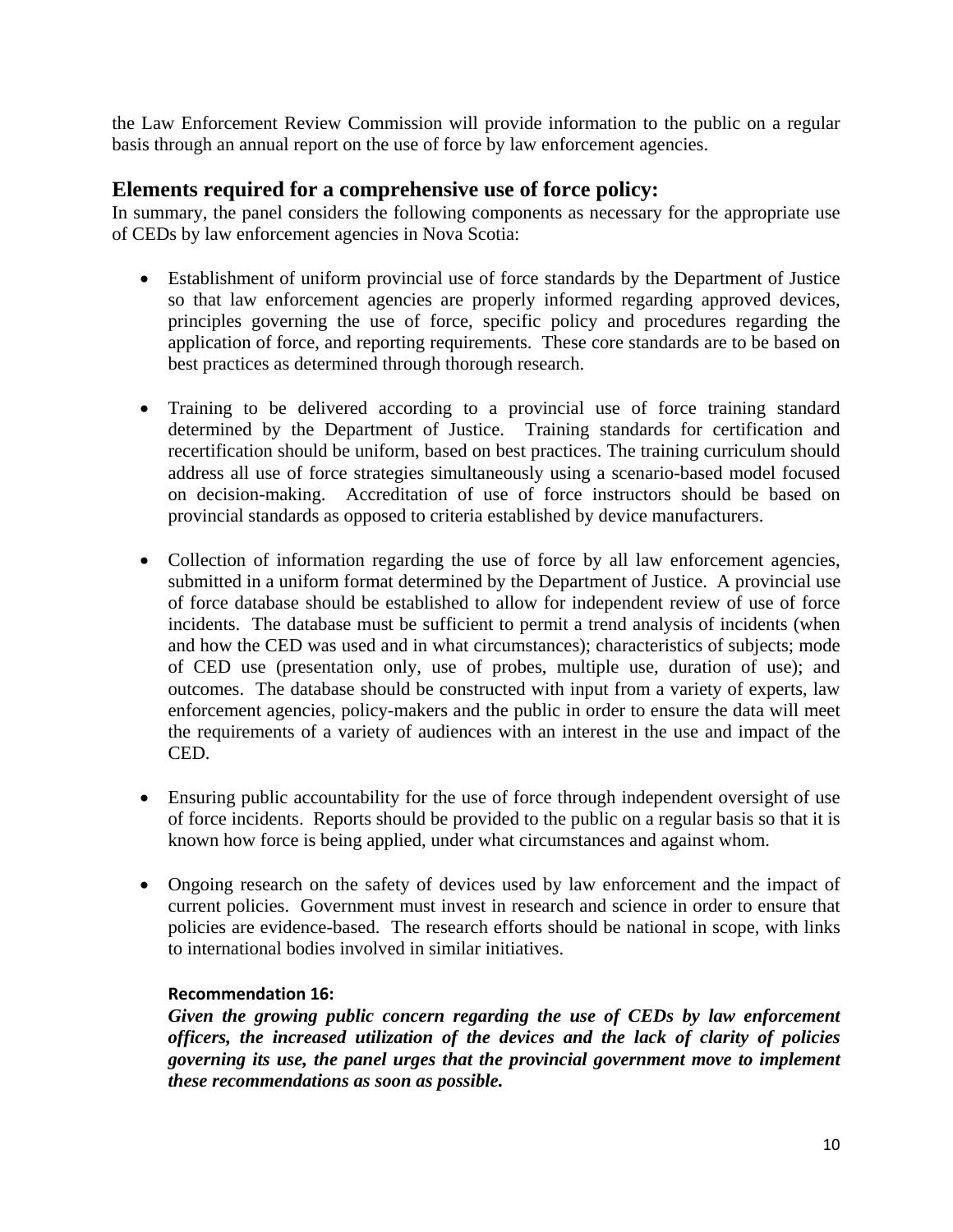the Law Enforcement Review Commission will provide information to the public on a regular basis through an annual report on the use of force by law enforcement agencies.

## Elements required for a comprehensive use of force policy:

In summary, the panel considers the following components as necessary for the appropriate use of CEDs by law enforcement agencies in Nova Scotia:

- Establishment of uniform provincial use of force standards by the Department of Justice so that law enforcement agencies are properly informed regarding approved devices, principles governing the use of force, specific policy and procedures regarding the application of force, and reporting requirements. These core standards are to be based on best practices as determined through thorough research.

- Training to be delivered according to a provincial use of force training standard determined by the Department of Justice. Training standards for certification and recertification should be uniform, based on best practices. The training curriculum should address all use of force strategies simultaneously using a scenario-based model focused on decision-making. Accreditation of use of force instructors should be based on provincial standards as opposed to criteria established by device manufacturers.

- Collection of information regarding the use of force by all law enforcement agencies, submitted in a uniform format determined by the Department of Justice. A provincial use of force database should be established to allow for independent review of use of force incidents. The database must be sufficient to permit a trend analysis of incidents (when and how the CED was used and in what circumstances); characteristics of subjects; mode of CED use (presentation only, use of probes, multiple use, duration of use); and outcomes. The database should be constructed with input from a variety of experts, law enforcement agencies, policy-makers and the public in order to ensure the data will meet the requirements of a variety of audiences with an interest in the use and impact of the CED.

- Ensuring public accountability for the use of force through independent oversight of use of force incidents. Reports should be provided to the public on a regular basis so that it is known how force is being applied, under what circumstances and against whom.

- Ongoing research on the safety of devices used by law enforcement and the impact of current policies. Government must invest in research and science in order to ensure that policies are evidence-based. The research efforts should be national in scope, with links to international bodies involved in similar initiatives.

**Recommendation 16:**

***Given the growing public concern regarding the use of CEDs by law enforcement officers, the increased utilization of the devices and the lack of clarity of policies governing its use, the panel urges that the provincial government move to implement these recommendations as soon as possible.***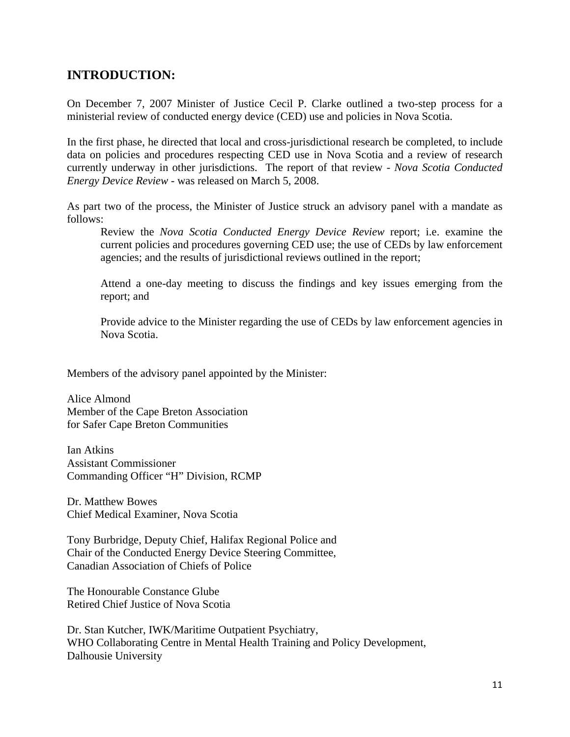## INTRODUCTION:

On December 7, 2007 Minister of Justice Cecil P. Clarke outlined a two-step process for a ministerial review of conducted energy device (CED) use and policies in Nova Scotia.

In the first phase, he directed that local and cross-jurisdictional research be completed, to include data on policies and procedures respecting CED use in Nova Scotia and a review of research currently underway in other jurisdictions. The report of that review - *Nova Scotia Conducted Energy Device Review* - was released on March 5, 2008.

As part two of the process, the Minister of Justice struck an advisory panel with a mandate as follows:

> Review the *Nova Scotia Conducted Energy Device Review* report; i.e. examine the current policies and procedures governing CED use; the use of CEDs by law enforcement agencies; and the results of jurisdictional reviews outlined in the report;
>
> Attend a one-day meeting to discuss the findings and key issues emerging from the report; and
>
> Provide advice to the Minister regarding the use of CEDs by law enforcement agencies in Nova Scotia.

Members of the advisory panel appointed by the Minister:

Alice Almond
Member of the Cape Breton Association
for Safer Cape Breton Communities

Ian Atkins
Assistant Commissioner
Commanding Officer "H" Division, RCMP

Dr. Matthew Bowes
Chief Medical Examiner, Nova Scotia

Tony Burbridge, Deputy Chief, Halifax Regional Police and
Chair of the Conducted Energy Device Steering Committee,
Canadian Association of Chiefs of Police

The Honourable Constance Glube
Retired Chief Justice of Nova Scotia

Dr. Stan Kutcher, IWK/Maritime Outpatient Psychiatry,
WHO Collaborating Centre in Mental Health Training and Policy Development,
Dalhousie University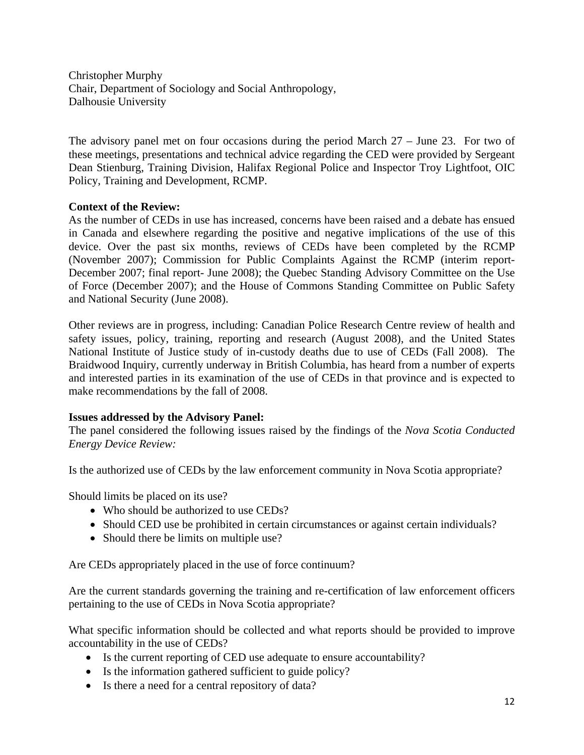Christopher Murphy
Chair, Department of Sociology and Social Anthropology,
Dalhousie University

The advisory panel met on four occasions during the period March 27 – June 23. For two of these meetings, presentations and technical advice regarding the CED were provided by Sergeant Dean Stienburg, Training Division, Halifax Regional Police and Inspector Troy Lightfoot, OIC Policy, Training and Development, RCMP.

**Context of the Review:**
As the number of CEDs in use has increased, concerns have been raised and a debate has ensued in Canada and elsewhere regarding the positive and negative implications of the use of this device. Over the past six months, reviews of CEDs have been completed by the RCMP (November 2007); Commission for Public Complaints Against the RCMP (interim report-December 2007; final report- June 2008); the Quebec Standing Advisory Committee on the Use of Force (December 2007); and the House of Commons Standing Committee on Public Safety and National Security (June 2008).

Other reviews are in progress, including: Canadian Police Research Centre review of health and safety issues, policy, training, reporting and research (August 2008), and the United States National Institute of Justice study of in-custody deaths due to use of CEDs (Fall 2008). The Braidwood Inquiry, currently underway in British Columbia, has heard from a number of experts and interested parties in its examination of the use of CEDs in that province and is expected to make recommendations by the fall of 2008.

**Issues addressed by the Advisory Panel:**
The panel considered the following issues raised by the findings of the *Nova Scotia Conducted Energy Device Review:*

Is the authorized use of CEDs by the law enforcement community in Nova Scotia appropriate?

Should limits be placed on its use?

- Who should be authorized to use CEDs?
- Should CED use be prohibited in certain circumstances or against certain individuals?
- Should there be limits on multiple use?

Are CEDs appropriately placed in the use of force continuum?

Are the current standards governing the training and re-certification of law enforcement officers pertaining to the use of CEDs in Nova Scotia appropriate?

What specific information should be collected and what reports should be provided to improve accountability in the use of CEDs?

- Is the current reporting of CED use adequate to ensure accountability?
- Is the information gathered sufficient to guide policy?
- Is there a need for a central repository of data?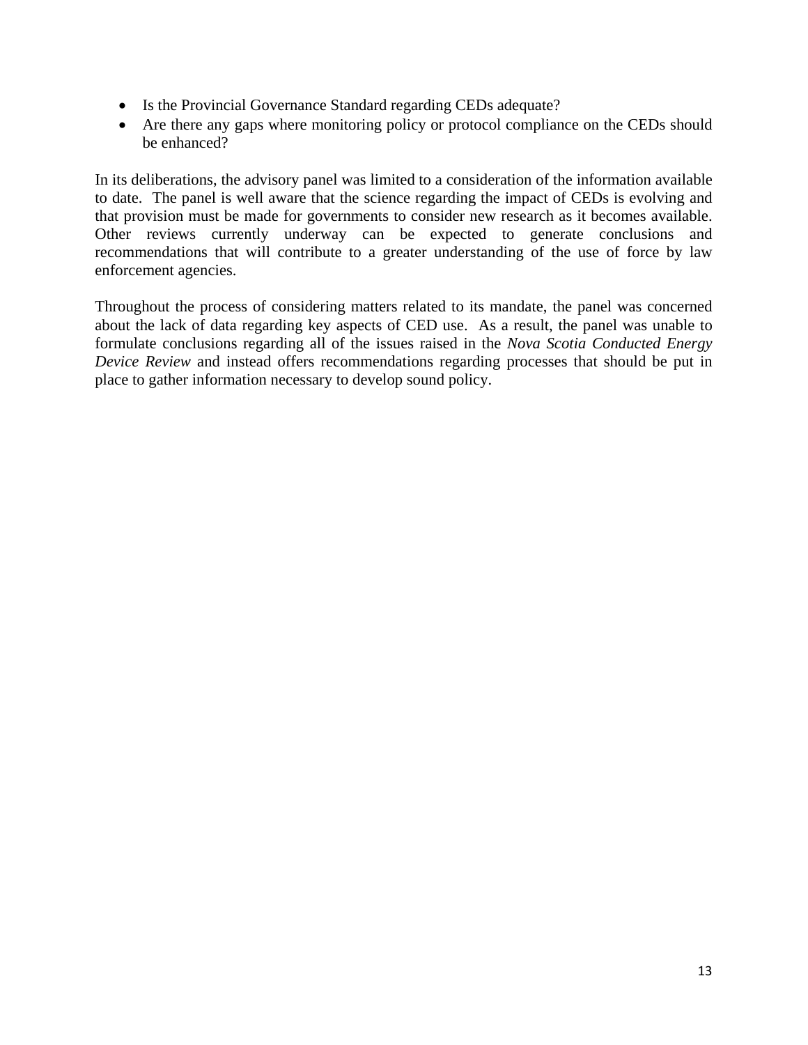- Is the Provincial Governance Standard regarding CEDs adequate?
- Are there any gaps where monitoring policy or protocol compliance on the CEDs should be enhanced?

In its deliberations, the advisory panel was limited to a consideration of the information available to date. The panel is well aware that the science regarding the impact of CEDs is evolving and that provision must be made for governments to consider new research as it becomes available. Other reviews currently underway can be expected to generate conclusions and recommendations that will contribute to a greater understanding of the use of force by law enforcement agencies.

Throughout the process of considering matters related to its mandate, the panel was concerned about the lack of data regarding key aspects of CED use. As a result, the panel was unable to formulate conclusions regarding all of the issues raised in the *Nova Scotia Conducted Energy Device Review* and instead offers recommendations regarding processes that should be put in place to gather information necessary to develop sound policy.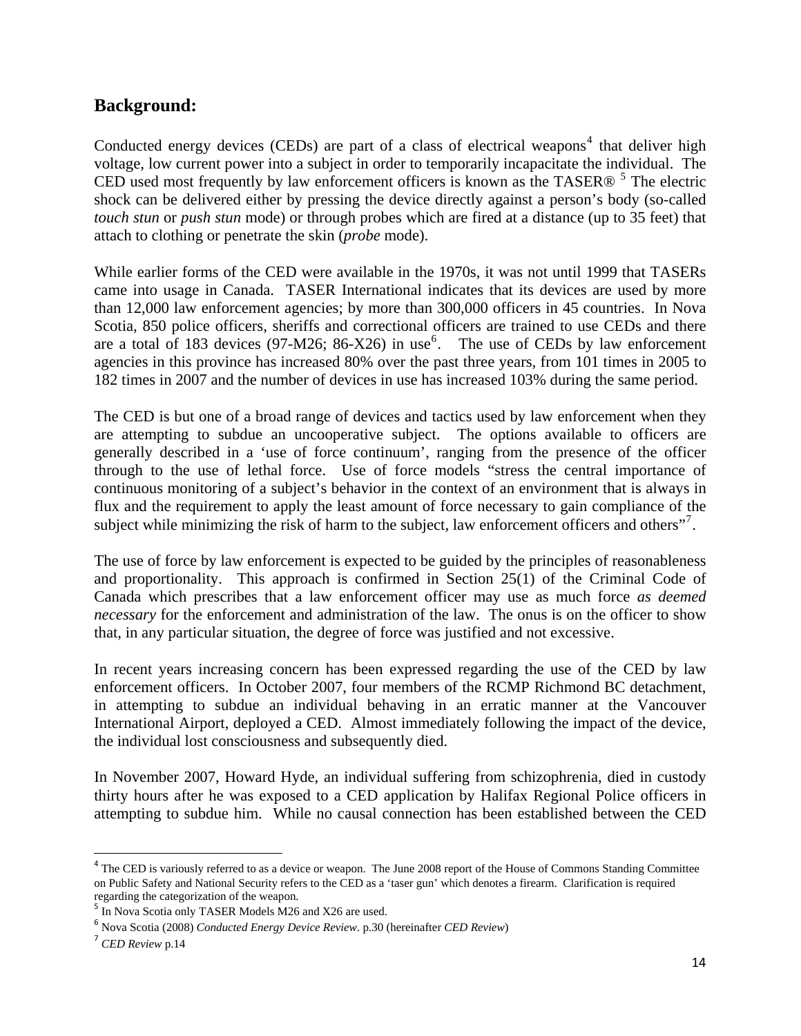## Background:

Conducted energy devices (CEDs) are part of a class of electrical weapons[4] that deliver high voltage, low current power into a subject in order to temporarily incapacitate the individual. The CED used most frequently by law enforcement officers is known as the TASER® [5] The electric shock can be delivered either by pressing the device directly against a person's body (so-called *touch stun* or *push stun* mode) or through probes which are fired at a distance (up to 35 feet) that attach to clothing or penetrate the skin (*probe* mode).

While earlier forms of the CED were available in the 1970s, it was not until 1999 that TASERs came into usage in Canada. TASER International indicates that its devices are used by more than 12,000 law enforcement agencies; by more than 300,000 officers in 45 countries. In Nova Scotia, 850 police officers, sheriffs and correctional officers are trained to use CEDs and there are a total of 183 devices (97-M26; 86-X26) in use[6]. The use of CEDs by law enforcement agencies in this province has increased 80% over the past three years, from 101 times in 2005 to 182 times in 2007 and the number of devices in use has increased 103% during the same period.

The CED is but one of a broad range of devices and tactics used by law enforcement when they are attempting to subdue an uncooperative subject. The options available to officers are generally described in a 'use of force continuum', ranging from the presence of the officer through to the use of lethal force. Use of force models "stress the central importance of continuous monitoring of a subject's behavior in the context of an environment that is always in flux and the requirement to apply the least amount of force necessary to gain compliance of the subject while minimizing the risk of harm to the subject, law enforcement officers and others"[7].

The use of force by law enforcement is expected to be guided by the principles of reasonableness and proportionality. This approach is confirmed in Section 25(1) of the Criminal Code of Canada which prescribes that a law enforcement officer may use as much force *as deemed necessary* for the enforcement and administration of the law. The onus is on the officer to show that, in any particular situation, the degree of force was justified and not excessive.

In recent years increasing concern has been expressed regarding the use of the CED by law enforcement officers. In October 2007, four members of the RCMP Richmond BC detachment, in attempting to subdue an individual behaving in an erratic manner at the Vancouver International Airport, deployed a CED. Almost immediately following the impact of the device, the individual lost consciousness and subsequently died.

In November 2007, Howard Hyde, an individual suffering from schizophrenia, died in custody thirty hours after he was exposed to a CED application by Halifax Regional Police officers in attempting to subdue him. While no causal connection has been established between the CED

---

[4] The CED is variously referred to as a device or weapon. The June 2008 report of the House of Commons Standing Committee on Public Safety and National Security refers to the CED as a 'taser gun' which denotes a firearm. Clarification is required regarding the categorization of the weapon.

[5] In Nova Scotia only TASER Models M26 and X26 are used.

[6] Nova Scotia (2008) *Conducted Energy Device Review*. p.30 (hereinafter *CED Review*)

[7] *CED Review* p.14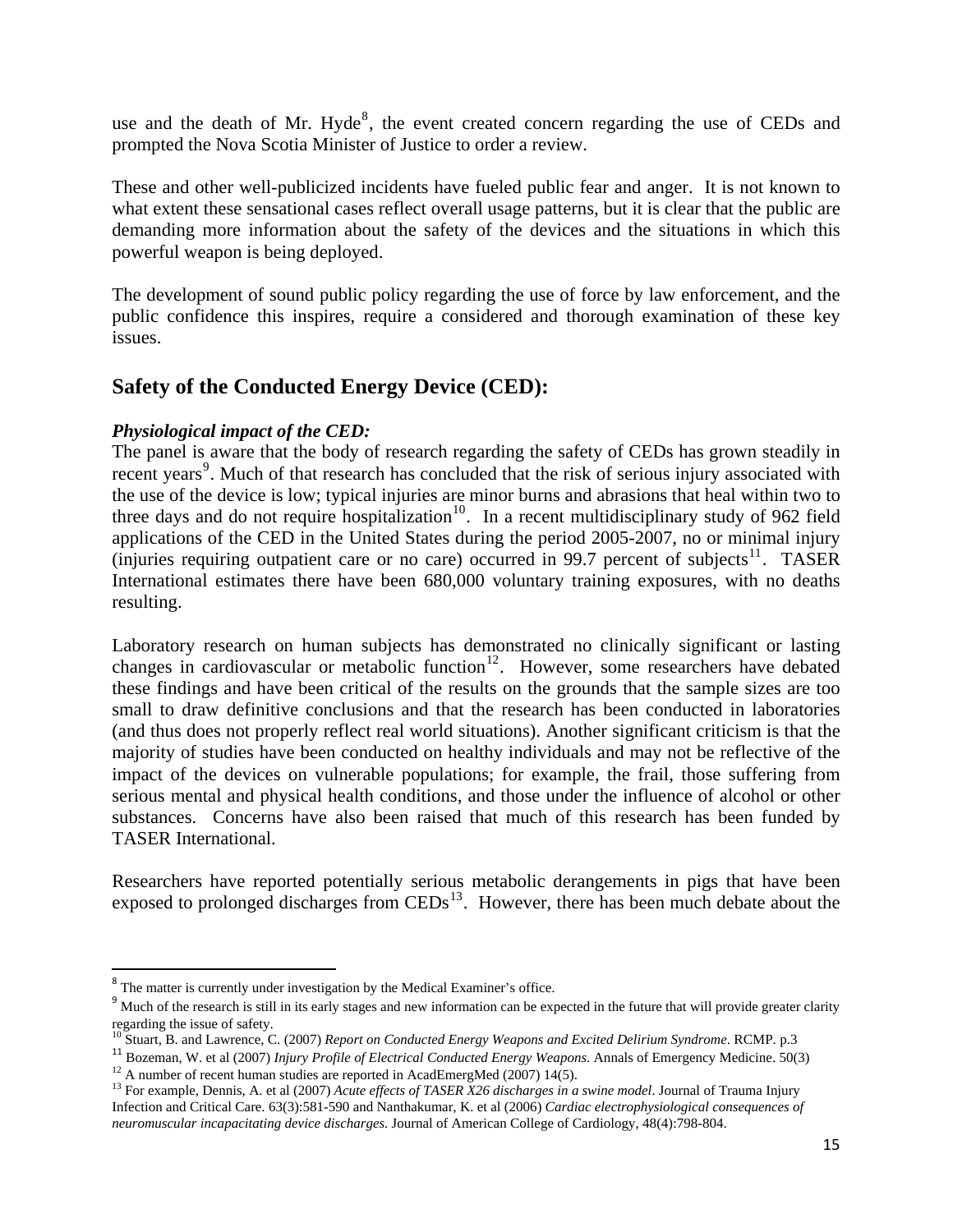use and the death of Mr. Hyde[8], the event created concern regarding the use of CEDs and prompted the Nova Scotia Minister of Justice to order a review.

These and other well-publicized incidents have fueled public fear and anger. It is not known to what extent these sensational cases reflect overall usage patterns, but it is clear that the public are demanding more information about the safety of the devices and the situations in which this powerful weapon is being deployed.

The development of sound public policy regarding the use of force by law enforcement, and the public confidence this inspires, require a considered and thorough examination of these key issues.

## Safety of the Conducted Energy Device (CED):

***Physiological impact of the CED:***

The panel is aware that the body of research regarding the safety of CEDs has grown steadily in recent years[9]. Much of that research has concluded that the risk of serious injury associated with the use of the device is low; typical injuries are minor burns and abrasions that heal within two to three days and do not require hospitalization[10]. In a recent multidisciplinary study of 962 field applications of the CED in the United States during the period 2005-2007, no or minimal injury (injuries requiring outpatient care or no care) occurred in 99.7 percent of subjects[11]. TASER International estimates there have been 680,000 voluntary training exposures, with no deaths resulting.

Laboratory research on human subjects has demonstrated no clinically significant or lasting changes in cardiovascular or metabolic function[12]. However, some researchers have debated these findings and have been critical of the results on the grounds that the sample sizes are too small to draw definitive conclusions and that the research has been conducted in laboratories (and thus does not properly reflect real world situations). Another significant criticism is that the majority of studies have been conducted on healthy individuals and may not be reflective of the impact of the devices on vulnerable populations; for example, the frail, those suffering from serious mental and physical health conditions, and those under the influence of alcohol or other substances. Concerns have also been raised that much of this research has been funded by TASER International.

Researchers have reported potentially serious metabolic derangements in pigs that have been exposed to prolonged discharges from CEDs[13]. However, there has been much debate about the

---

[8] The matter is currently under investigation by the Medical Examiner's office.

[9] Much of the research is still in its early stages and new information can be expected in the future that will provide greater clarity regarding the issue of safety.

[10] Stuart, B. and Lawrence, C. (2007) *Report on Conducted Energy Weapons and Excited Delirium Syndrome*. RCMP. p.3

[11] Bozeman, W. et al (2007) *Injury Profile of Electrical Conducted Energy Weapons*. Annals of Emergency Medicine. 50(3)

[12] A number of recent human studies are reported in AcadEmergMed (2007) 14(5).

[13] For example, Dennis, A. et al (2007) *Acute effects of TASER X26 discharges in a swine model*. Journal of Trauma Injury Infection and Critical Care. 63(3):581-590 and Nanthakumar, K. et al (2006) *Cardiac electrophysiological consequences of neuromuscular incapacitating device discharges*. Journal of American College of Cardiology, 48(4):798-804.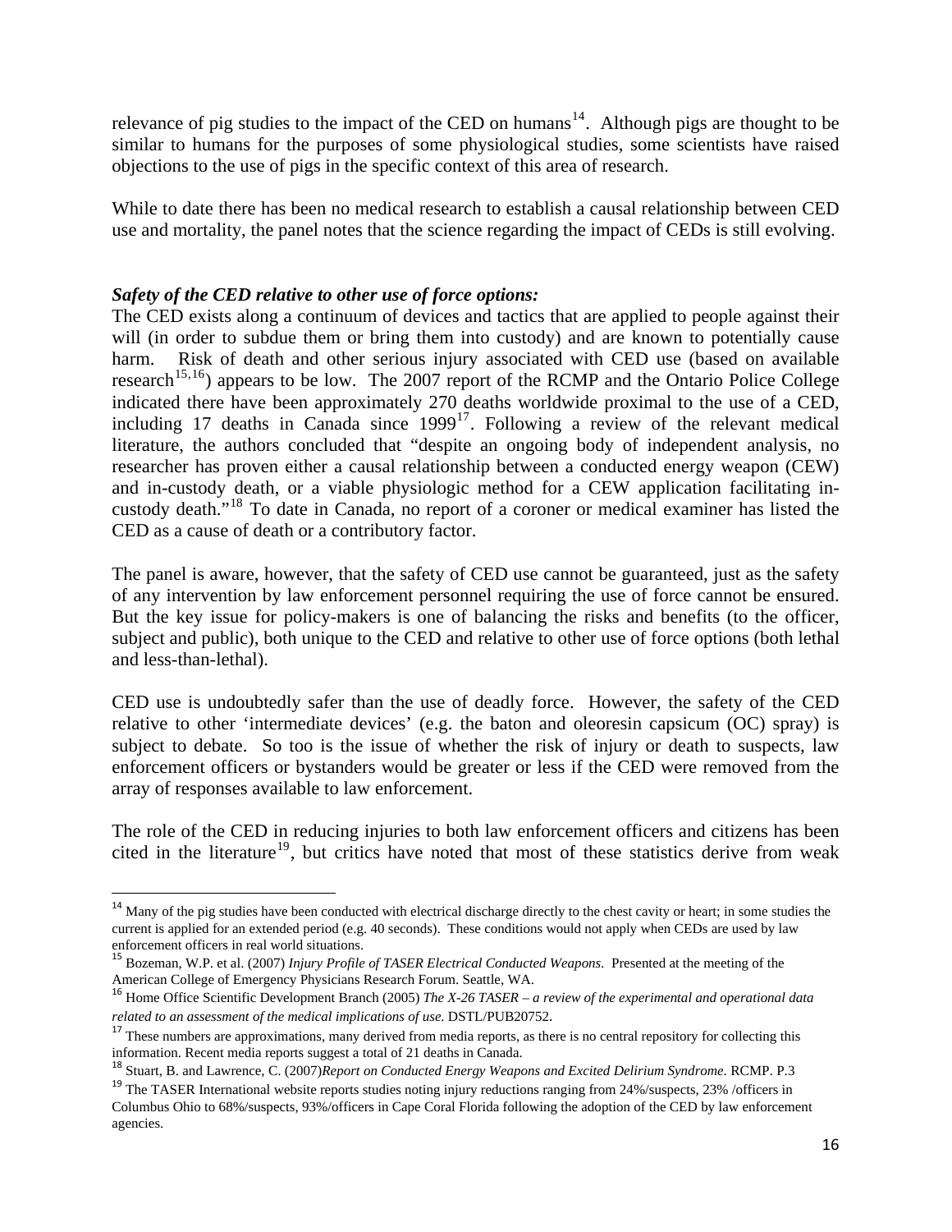relevance of pig studies to the impact of the CED on humans[14]. Although pigs are thought to be similar to humans for the purposes of some physiological studies, some scientists have raised objections to the use of pigs in the specific context of this area of research.

While to date there has been no medical research to establish a causal relationship between CED use and mortality, the panel notes that the science regarding the impact of CEDs is still evolving.

***Safety of the CED relative to other use of force options:***

The CED exists along a continuum of devices and tactics that are applied to people against their will (in order to subdue them or bring them into custody) and are known to potentially cause harm. Risk of death and other serious injury associated with CED use (based on available research[15,16]) appears to be low. The 2007 report of the RCMP and the Ontario Police College indicated there have been approximately 270 deaths worldwide proximal to the use of a CED, including 17 deaths in Canada since 1999[17]. Following a review of the relevant medical literature, the authors concluded that "despite an ongoing body of independent analysis, no researcher has proven either a causal relationship between a conducted energy weapon (CEW) and in-custody death, or a viable physiologic method for a CEW application facilitating in-custody death."[18] To date in Canada, no report of a coroner or medical examiner has listed the CED as a cause of death or a contributory factor.

The panel is aware, however, that the safety of CED use cannot be guaranteed, just as the safety of any intervention by law enforcement personnel requiring the use of force cannot be ensured. But the key issue for policy-makers is one of balancing the risks and benefits (to the officer, subject and public), both unique to the CED and relative to other use of force options (both lethal and less-than-lethal).

CED use is undoubtedly safer than the use of deadly force. However, the safety of the CED relative to other 'intermediate devices' (e.g. the baton and oleoresin capsicum (OC) spray) is subject to debate. So too is the issue of whether the risk of injury or death to suspects, law enforcement officers or bystanders would be greater or less if the CED were removed from the array of responses available to law enforcement.

The role of the CED in reducing injuries to both law enforcement officers and citizens has been cited in the literature[19], but critics have noted that most of these statistics derive from weak

---

[14] Many of the pig studies have been conducted with electrical discharge directly to the chest cavity or heart; in some studies the current is applied for an extended period (e.g. 40 seconds). These conditions would not apply when CEDs are used by law enforcement officers in real world situations.

[15] Bozeman, W.P. et al. (2007) *Injury Profile of TASER Electrical Conducted Weapons.* Presented at the meeting of the American College of Emergency Physicians Research Forum. Seattle, WA.

[16] Home Office Scientific Development Branch (2005) *The X-26 TASER – a review of the experimental and operational data related to an assessment of the medical implications of use.* DSTL/PUB20752.

[17] These numbers are approximations, many derived from media reports, as there is no central repository for collecting this information. Recent media reports suggest a total of 21 deaths in Canada.

[18] Stuart, B. and Lawrence, C. (2007)*Report on Conducted Energy Weapons and Excited Delirium Syndrome.* RCMP. P.3

[19] The TASER International website reports studies noting injury reductions ranging from 24%/suspects, 23% /officers in Columbus Ohio to 68%/suspects, 93%/officers in Cape Coral Florida following the adoption of the CED by law enforcement agencies.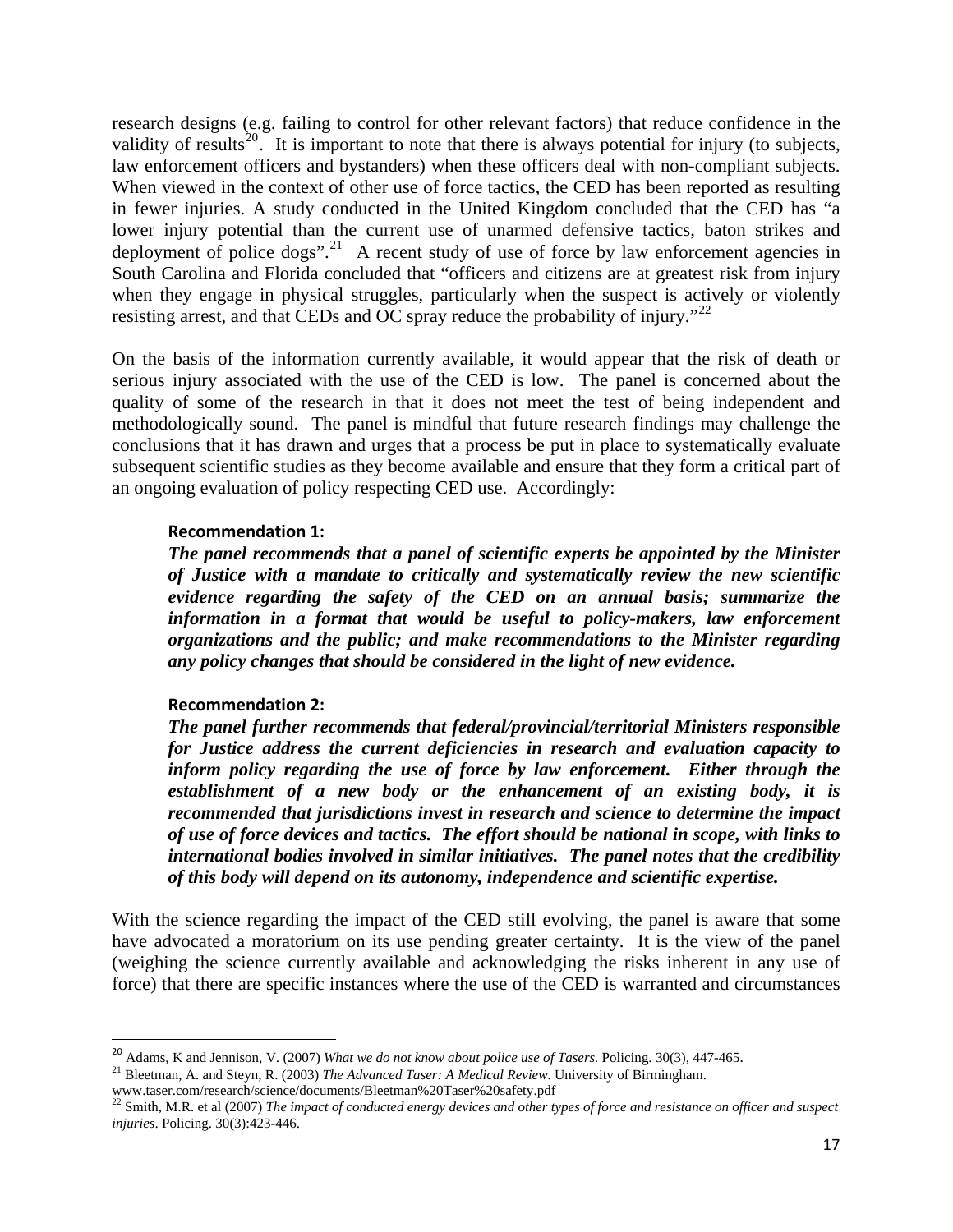research designs (e.g. failing to control for other relevant factors) that reduce confidence in the validity of results[20]. It is important to note that there is always potential for injury (to subjects, law enforcement officers and bystanders) when these officers deal with non-compliant subjects. When viewed in the context of other use of force tactics, the CED has been reported as resulting in fewer injuries. A study conducted in the United Kingdom concluded that the CED has "a lower injury potential than the current use of unarmed defensive tactics, baton strikes and deployment of police dogs".[21] A recent study of use of force by law enforcement agencies in South Carolina and Florida concluded that "officers and citizens are at greatest risk from injury when they engage in physical struggles, particularly when the suspect is actively or violently resisting arrest, and that CEDs and OC spray reduce the probability of injury."[22]

On the basis of the information currently available, it would appear that the risk of death or serious injury associated with the use of the CED is low. The panel is concerned about the quality of some of the research in that it does not meet the test of being independent and methodologically sound. The panel is mindful that future research findings may challenge the conclusions that it has drawn and urges that a process be put in place to systematically evaluate subsequent scientific studies as they become available and ensure that they form a critical part of an ongoing evaluation of policy respecting CED use. Accordingly:

**Recommendation 1:**

***The panel recommends that a panel of scientific experts be appointed by the Minister of Justice with a mandate to critically and systematically review the new scientific evidence regarding the safety of the CED on an annual basis; summarize the information in a format that would be useful to policy-makers, law enforcement organizations and the public; and make recommendations to the Minister regarding any policy changes that should be considered in the light of new evidence.***

**Recommendation 2:**

***The panel further recommends that federal/provincial/territorial Ministers responsible for Justice address the current deficiencies in research and evaluation capacity to inform policy regarding the use of force by law enforcement. Either through the establishment of a new body or the enhancement of an existing body, it is recommended that jurisdictions invest in research and science to determine the impact of use of force devices and tactics. The effort should be national in scope, with links to international bodies involved in similar initiatives. The panel notes that the credibility of this body will depend on its autonomy, independence and scientific expertise.***

With the science regarding the impact of the CED still evolving, the panel is aware that some have advocated a moratorium on its use pending greater certainty. It is the view of the panel (weighing the science currently available and acknowledging the risks inherent in any use of force) that there are specific instances where the use of the CED is warranted and circumstances

---

[20] Adams, K and Jennison, V. (2007) *What we do not know about police use of Tasers.* Policing. 30(3), 447-465.

[21] Bleetman, A. and Steyn, R. (2003) *The Advanced Taser: A Medical Review*. University of Birmingham. www.taser.com/research/science/documents/Bleetman%20Taser%20safety.pdf

[22] Smith, M.R. et al (2007) *The impact of conducted energy devices and other types of force and resistance on officer and suspect injuries*. Policing. 30(3):423-446.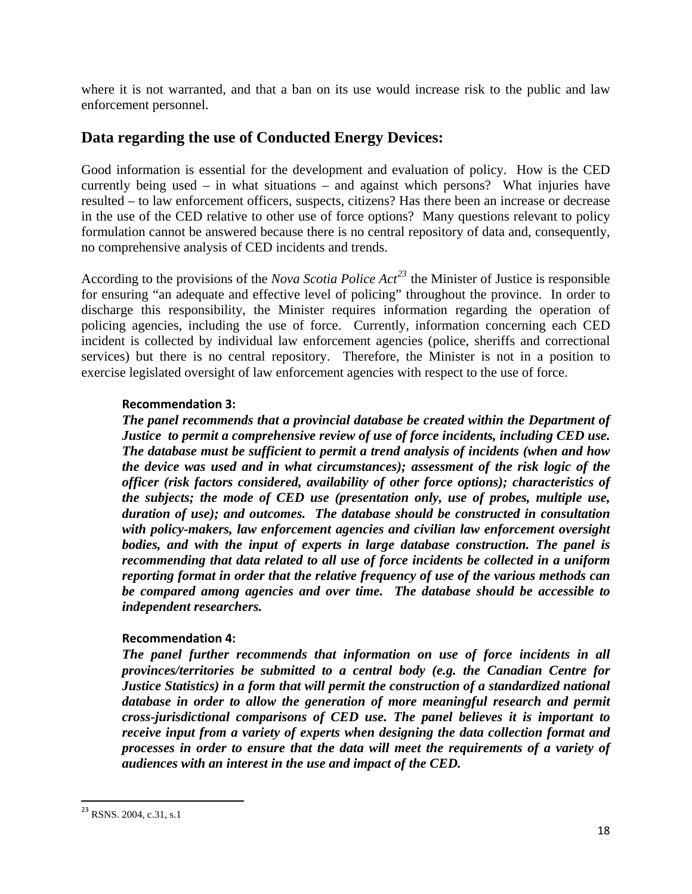where it is not warranted, and that a ban on its use would increase risk to the public and law enforcement personnel.

## Data regarding the use of Conducted Energy Devices:

Good information is essential for the development and evaluation of policy. How is the CED currently being used – in what situations – and against which persons? What injuries have resulted – to law enforcement officers, suspects, citizens? Has there been an increase or decrease in the use of the CED relative to other use of force options? Many questions relevant to policy formulation cannot be answered because there is no central repository of data and, consequently, no comprehensive analysis of CED incidents and trends.

According to the provisions of the *Nova Scotia Police Act*[23] the Minister of Justice is responsible for ensuring "an adequate and effective level of policing" throughout the province. In order to discharge this responsibility, the Minister requires information regarding the operation of policing agencies, including the use of force. Currently, information concerning each CED incident is collected by individual law enforcement agencies (police, sheriffs and correctional services) but there is no central repository. Therefore, the Minister is not in a position to exercise legislated oversight of law enforcement agencies with respect to the use of force.

**Recommendation 3:**

***The panel recommends that a provincial database be created within the Department of Justice to permit a comprehensive review of use of force incidents, including CED use. The database must be sufficient to permit a trend analysis of incidents (when and how the device was used and in what circumstances); assessment of the risk logic of the officer (risk factors considered, availability of other force options); characteristics of the subjects; the mode of CED use (presentation only, use of probes, multiple use, duration of use); and outcomes. The database should be constructed in consultation with policy-makers, law enforcement agencies and civilian law enforcement oversight bodies, and with the input of experts in large database construction. The panel is recommending that data related to all use of force incidents be collected in a uniform reporting format in order that the relative frequency of use of the various methods can be compared among agencies and over time. The database should be accessible to independent researchers.***

**Recommendation 4:**

***The panel further recommends that information on use of force incidents in all provinces/territories be submitted to a central body (e.g. the Canadian Centre for Justice Statistics) in a form that will permit the construction of a standardized national database in order to allow the generation of more meaningful research and permit cross-jurisdictional comparisons of CED use. The panel believes it is important to receive input from a variety of experts when designing the data collection format and processes in order to ensure that the data will meet the requirements of a variety of audiences with an interest in the use and impact of the CED.***

---

[23] RSNS. 2004, c.31, s.1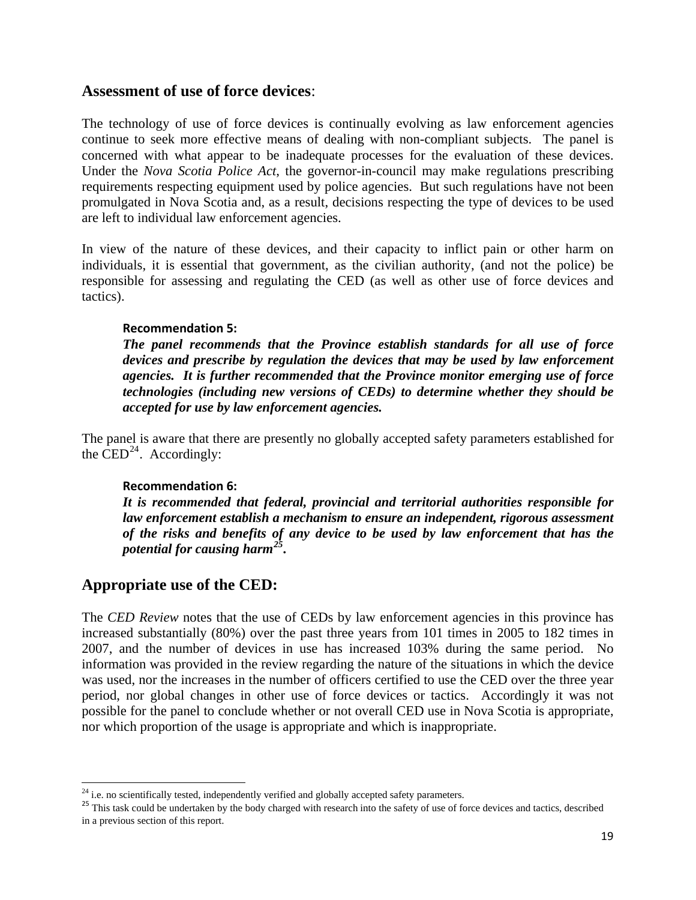## Assessment of use of force devices:

The technology of use of force devices is continually evolving as law enforcement agencies continue to seek more effective means of dealing with non-compliant subjects. The panel is concerned with what appear to be inadequate processes for the evaluation of these devices. Under the *Nova Scotia Police Act*, the governor-in-council may make regulations prescribing requirements respecting equipment used by police agencies. But such regulations have not been promulgated in Nova Scotia and, as a result, decisions respecting the type of devices to be used are left to individual law enforcement agencies.

In view of the nature of these devices, and their capacity to inflict pain or other harm on individuals, it is essential that government, as the civilian authority, (and not the police) be responsible for assessing and regulating the CED (as well as other use of force devices and tactics).

> **Recommendation 5:**
> ***The panel recommends that the Province establish standards for all use of force devices and prescribe by regulation the devices that may be used by law enforcement agencies. It is further recommended that the Province monitor emerging use of force technologies (including new versions of CEDs) to determine whether they should be accepted for use by law enforcement agencies.***

The panel is aware that there are presently no globally accepted safety parameters established for the CED[24]. Accordingly:

> **Recommendation 6:**
> ***It is recommended that federal, provincial and territorial authorities responsible for law enforcement establish a mechanism to ensure an independent, rigorous assessment of the risks and benefits of any device to be used by law enforcement that has the potential for causing harm[25].***

## Appropriate use of the CED:

The *CED Review* notes that the use of CEDs by law enforcement agencies in this province has increased substantially (80%) over the past three years from 101 times in 2005 to 182 times in 2007, and the number of devices in use has increased 103% during the same period. No information was provided in the review regarding the nature of the situations in which the device was used, nor the increases in the number of officers certified to use the CED over the three year period, nor global changes in other use of force devices or tactics. Accordingly it was not possible for the panel to conclude whether or not overall CED use in Nova Scotia is appropriate, nor which proportion of the usage is appropriate and which is inappropriate.

---

[24] i.e. no scientifically tested, independently verified and globally accepted safety parameters.

[25] This task could be undertaken by the body charged with research into the safety of use of force devices and tactics, described in a previous section of this report.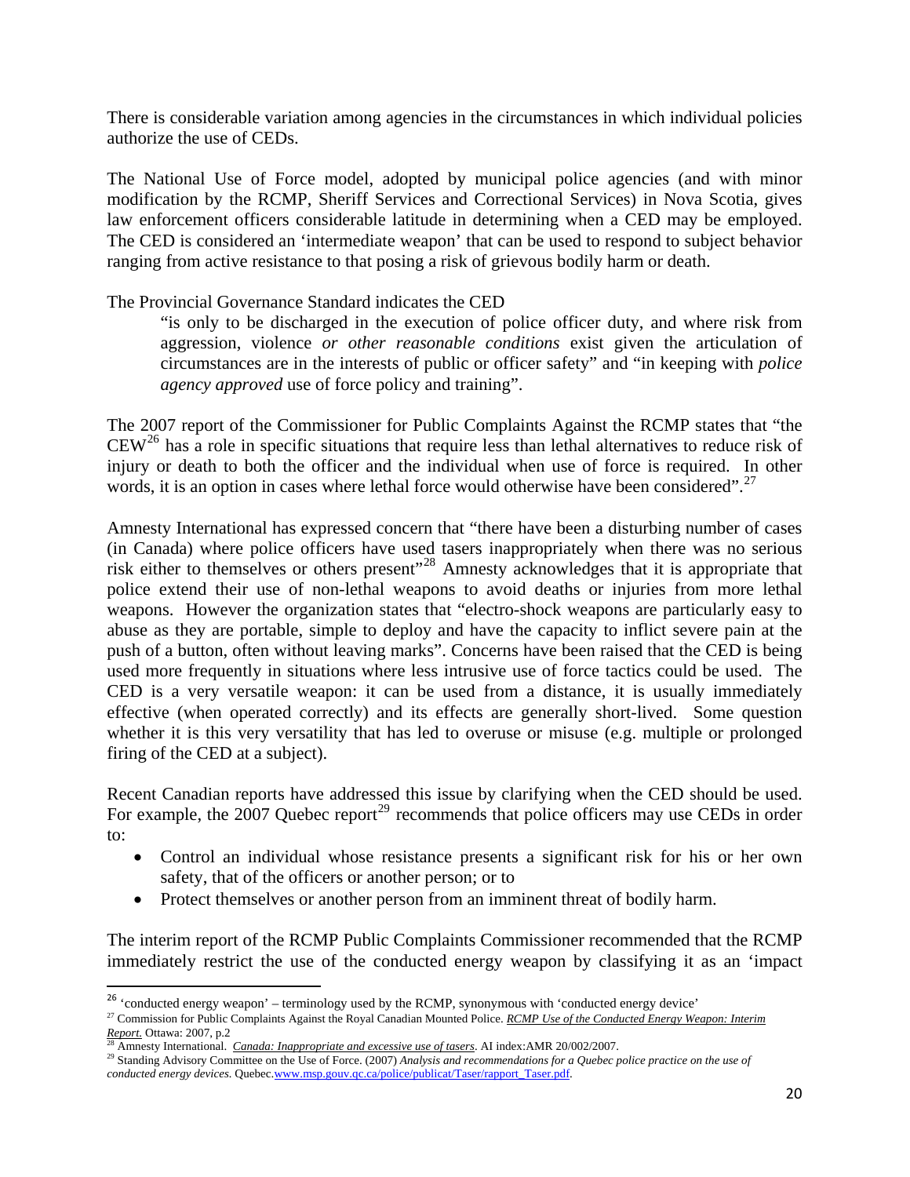There is considerable variation among agencies in the circumstances in which individual policies authorize the use of CEDs.

The National Use of Force model, adopted by municipal police agencies (and with minor modification by the RCMP, Sheriff Services and Correctional Services) in Nova Scotia, gives law enforcement officers considerable latitude in determining when a CED may be employed. The CED is considered an 'intermediate weapon' that can be used to respond to subject behavior ranging from active resistance to that posing a risk of grievous bodily harm or death.

The Provincial Governance Standard indicates the CED

> "is only to be discharged in the execution of police officer duty, and where risk from aggression, violence *or other reasonable conditions* exist given the articulation of circumstances are in the interests of public or officer safety" and "in keeping with *police agency approved* use of force policy and training".

The 2007 report of the Commissioner for Public Complaints Against the RCMP states that "the CEW[26] has a role in specific situations that require less than lethal alternatives to reduce risk of injury or death to both the officer and the individual when use of force is required. In other words, it is an option in cases where lethal force would otherwise have been considered".[27]

Amnesty International has expressed concern that "there have been a disturbing number of cases (in Canada) where police officers have used tasers inappropriately when there was no serious risk either to themselves or others present"[28] Amnesty acknowledges that it is appropriate that police extend their use of non-lethal weapons to avoid deaths or injuries from more lethal weapons. However the organization states that "electro-shock weapons are particularly easy to abuse as they are portable, simple to deploy and have the capacity to inflict severe pain at the push of a button, often without leaving marks". Concerns have been raised that the CED is being used more frequently in situations where less intrusive use of force tactics could be used. The CED is a very versatile weapon: it can be used from a distance, it is usually immediately effective (when operated correctly) and its effects are generally short-lived. Some question whether it is this very versatility that has led to overuse or misuse (e.g. multiple or prolonged firing of the CED at a subject).

Recent Canadian reports have addressed this issue by clarifying when the CED should be used. For example, the 2007 Quebec report[29] recommends that police officers may use CEDs in order to:

- Control an individual whose resistance presents a significant risk for his or her own safety, that of the officers or another person; or to
- Protect themselves or another person from an imminent threat of bodily harm.

The interim report of the RCMP Public Complaints Commissioner recommended that the RCMP immediately restrict the use of the conducted energy weapon by classifying it as an 'impact

---

[26] 'conducted energy weapon' – terminology used by the RCMP, synonymous with 'conducted energy device'

[27] Commission for Public Complaints Against the Royal Canadian Mounted Police. *RCMP Use of the Conducted Energy Weapon: Interim Report.* Ottawa: 2007, p.2

[28] Amnesty International. *Canada: Inappropriate and excessive use of tasers*. AI index:AMR 20/002/2007.

[29] Standing Advisory Committee on the Use of Force. (2007) *Analysis and recommendations for a Quebec police practice on the use of conducted energy devices.* Quebec.www.msp.gouv.qc.ca/police/publicat/Taser/rapport_Taser.pdf.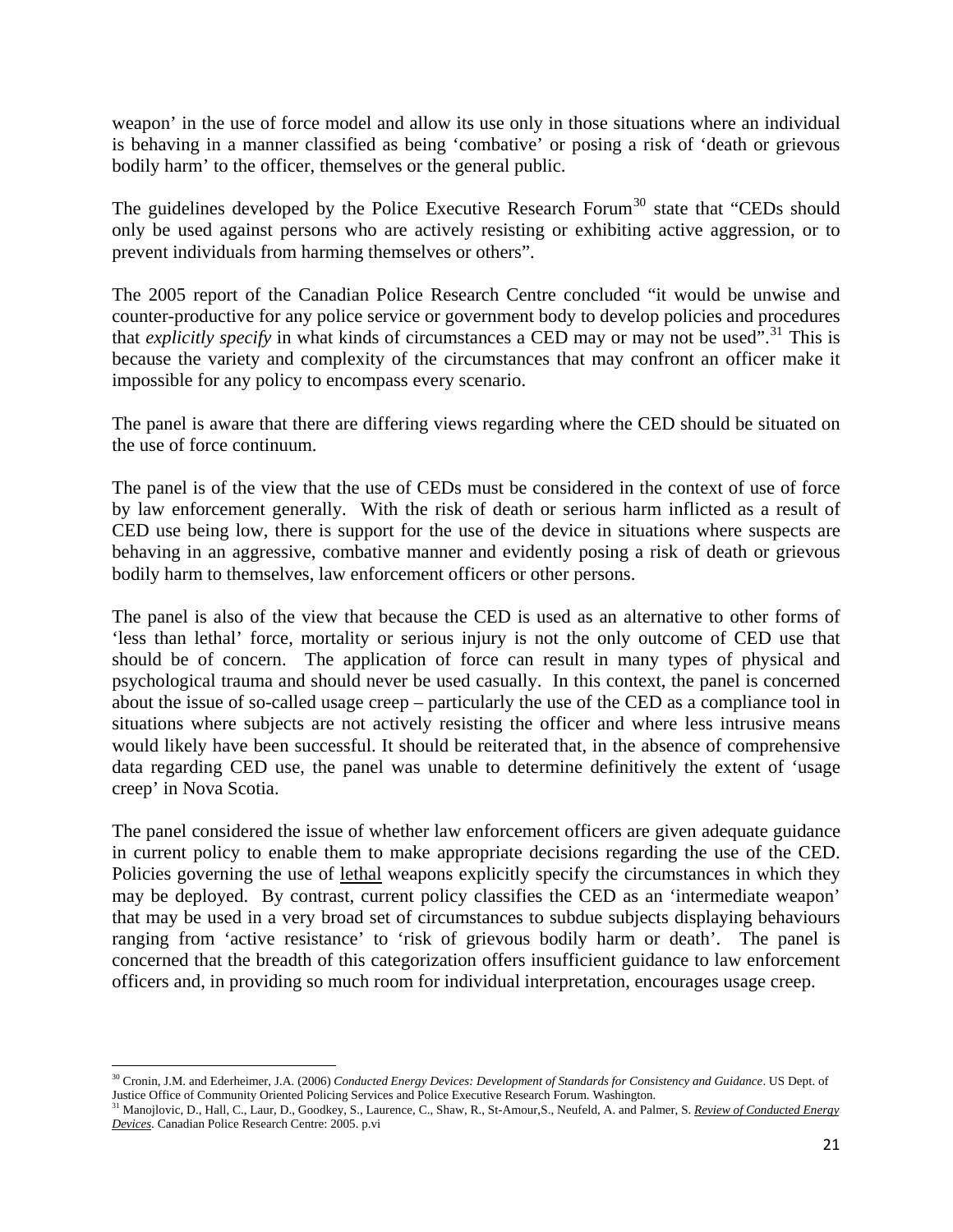weapon' in the use of force model and allow its use only in those situations where an individual is behaving in a manner classified as being 'combative' or posing a risk of 'death or grievous bodily harm' to the officer, themselves or the general public.

The guidelines developed by the Police Executive Research Forum[30] state that "CEDs should only be used against persons who are actively resisting or exhibiting active aggression, or to prevent individuals from harming themselves or others".

The 2005 report of the Canadian Police Research Centre concluded "it would be unwise and counter-productive for any police service or government body to develop policies and procedures that *explicitly specify* in what kinds of circumstances a CED may or may not be used".[31] This is because the variety and complexity of the circumstances that may confront an officer make it impossible for any policy to encompass every scenario.

The panel is aware that there are differing views regarding where the CED should be situated on the use of force continuum.

The panel is of the view that the use of CEDs must be considered in the context of use of force by law enforcement generally. With the risk of death or serious harm inflicted as a result of CED use being low, there is support for the use of the device in situations where suspects are behaving in an aggressive, combative manner and evidently posing a risk of death or grievous bodily harm to themselves, law enforcement officers or other persons.

The panel is also of the view that because the CED is used as an alternative to other forms of 'less than lethal' force, mortality or serious injury is not the only outcome of CED use that should be of concern. The application of force can result in many types of physical and psychological trauma and should never be used casually. In this context, the panel is concerned about the issue of so-called usage creep – particularly the use of the CED as a compliance tool in situations where subjects are not actively resisting the officer and where less intrusive means would likely have been successful. It should be reiterated that, in the absence of comprehensive data regarding CED use, the panel was unable to determine definitively the extent of 'usage creep' in Nova Scotia.

The panel considered the issue of whether law enforcement officers are given adequate guidance in current policy to enable them to make appropriate decisions regarding the use of the CED. Policies governing the use of <u>lethal</u> weapons explicitly specify the circumstances in which they may be deployed. By contrast, current policy classifies the CED as an 'intermediate weapon' that may be used in a very broad set of circumstances to subdue subjects displaying behaviours ranging from 'active resistance' to 'risk of grievous bodily harm or death'. The panel is concerned that the breadth of this categorization offers insufficient guidance to law enforcement officers and, in providing so much room for individual interpretation, encourages usage creep.

---

[30] Cronin, J.M. and Ederheimer, J.A. (2006) *Conducted Energy Devices: Development of Standards for Consistency and Guidance*. US Dept. of Justice Office of Community Oriented Policing Services and Police Executive Research Forum. Washington.

[31] Manojlovic, D., Hall, C., Laur, D., Goodkey, S., Laurence, C., Shaw, R., St-Amour,S., Neufeld, A. and Palmer, S. <u>*Review of Conducted Energy Devices*</u>. Canadian Police Research Centre: 2005. p.vi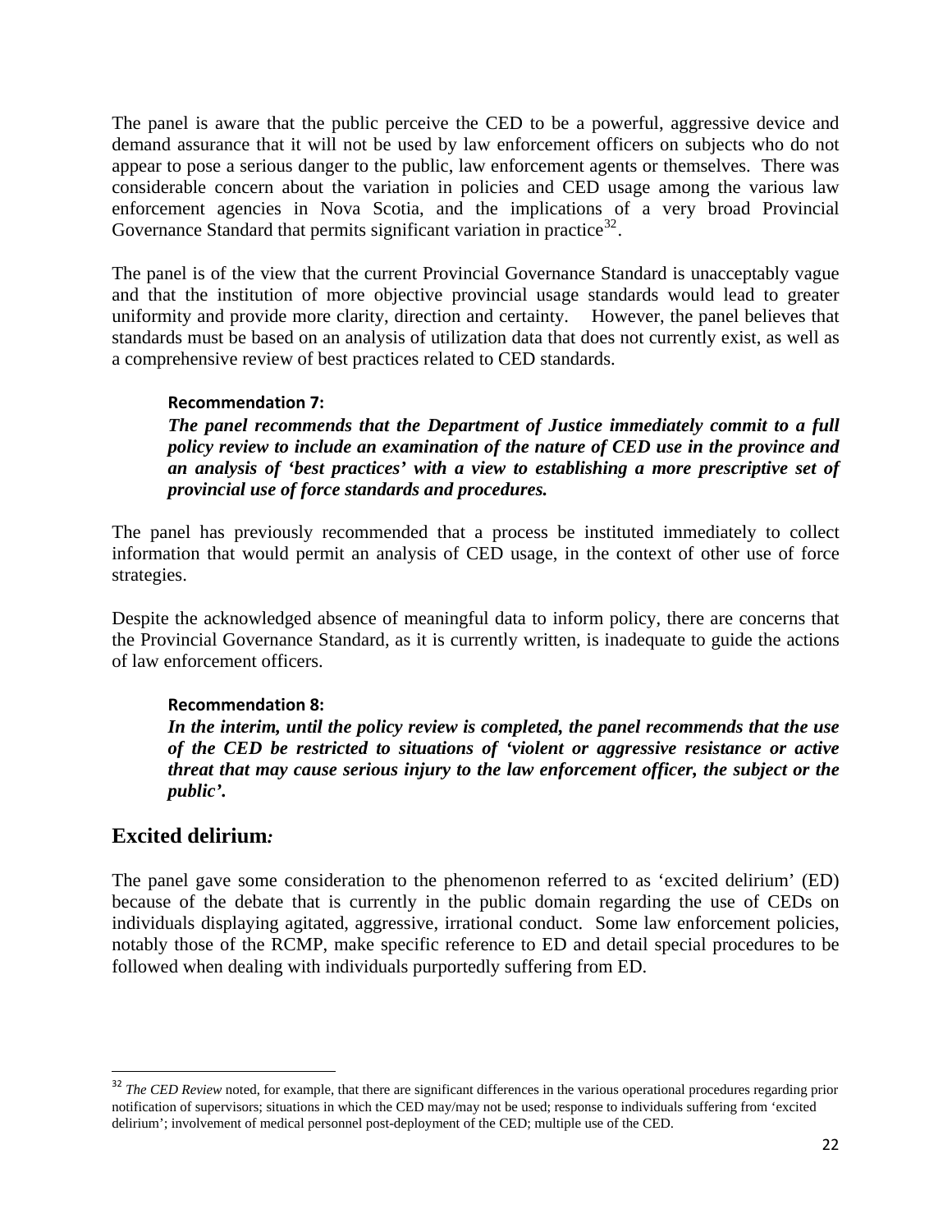The panel is aware that the public perceive the CED to be a powerful, aggressive device and demand assurance that it will not be used by law enforcement officers on subjects who do not appear to pose a serious danger to the public, law enforcement agents or themselves. There was considerable concern about the variation in policies and CED usage among the various law enforcement agencies in Nova Scotia, and the implications of a very broad Provincial Governance Standard that permits significant variation in practice[32].

The panel is of the view that the current Provincial Governance Standard is unacceptably vague and that the institution of more objective provincial usage standards would lead to greater uniformity and provide more clarity, direction and certainty. However, the panel believes that standards must be based on an analysis of utilization data that does not currently exist, as well as a comprehensive review of best practices related to CED standards.

> **Recommendation 7:**
> ***The panel recommends that the Department of Justice immediately commit to a full policy review to include an examination of the nature of CED use in the province and an analysis of 'best practices' with a view to establishing a more prescriptive set of provincial use of force standards and procedures.***

The panel has previously recommended that a process be instituted immediately to collect information that would permit an analysis of CED usage, in the context of other use of force strategies.

Despite the acknowledged absence of meaningful data to inform policy, there are concerns that the Provincial Governance Standard, as it is currently written, is inadequate to guide the actions of law enforcement officers.

> **Recommendation 8:**
> ***In the interim, until the policy review is completed, the panel recommends that the use of the CED be restricted to situations of 'violent or aggressive resistance or active threat that may cause serious injury to the law enforcement officer, the subject or the public'.***

## Excited delirium*:*

The panel gave some consideration to the phenomenon referred to as 'excited delirium' (ED) because of the debate that is currently in the public domain regarding the use of CEDs on individuals displaying agitated, aggressive, irrational conduct. Some law enforcement policies, notably those of the RCMP, make specific reference to ED and detail special procedures to be followed when dealing with individuals purportedly suffering from ED.

---

[32] *The CED Review* noted, for example, that there are significant differences in the various operational procedures regarding prior notification of supervisors; situations in which the CED may/may not be used; response to individuals suffering from 'excited delirium'; involvement of medical personnel post-deployment of the CED; multiple use of the CED.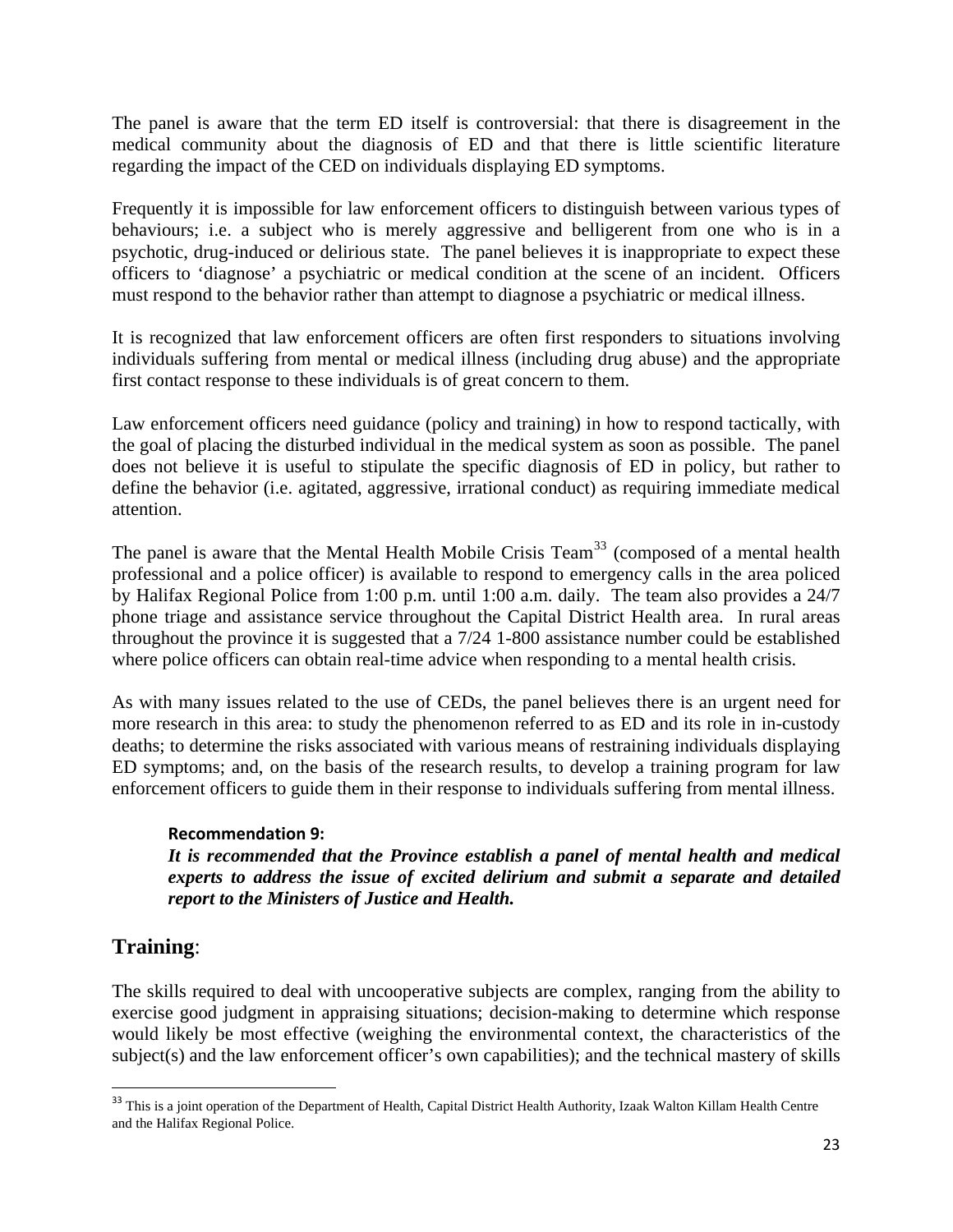The panel is aware that the term ED itself is controversial: that there is disagreement in the medical community about the diagnosis of ED and that there is little scientific literature regarding the impact of the CED on individuals displaying ED symptoms.

Frequently it is impossible for law enforcement officers to distinguish between various types of behaviours; i.e. a subject who is merely aggressive and belligerent from one who is in a psychotic, drug-induced or delirious state. The panel believes it is inappropriate to expect these officers to 'diagnose' a psychiatric or medical condition at the scene of an incident. Officers must respond to the behavior rather than attempt to diagnose a psychiatric or medical illness.

It is recognized that law enforcement officers are often first responders to situations involving individuals suffering from mental or medical illness (including drug abuse) and the appropriate first contact response to these individuals is of great concern to them.

Law enforcement officers need guidance (policy and training) in how to respond tactically, with the goal of placing the disturbed individual in the medical system as soon as possible. The panel does not believe it is useful to stipulate the specific diagnosis of ED in policy, but rather to define the behavior (i.e. agitated, aggressive, irrational conduct) as requiring immediate medical attention.

The panel is aware that the Mental Health Mobile Crisis Team[33] (composed of a mental health professional and a police officer) is available to respond to emergency calls in the area policed by Halifax Regional Police from 1:00 p.m. until 1:00 a.m. daily. The team also provides a 24/7 phone triage and assistance service throughout the Capital District Health area. In rural areas throughout the province it is suggested that a 7/24 1-800 assistance number could be established where police officers can obtain real-time advice when responding to a mental health crisis.

As with many issues related to the use of CEDs, the panel believes there is an urgent need for more research in this area: to study the phenomenon referred to as ED and its role in in-custody deaths; to determine the risks associated with various means of restraining individuals displaying ED symptoms; and, on the basis of the research results, to develop a training program for law enforcement officers to guide them in their response to individuals suffering from mental illness.

> **Recommendation 9:**
> ***It is recommended that the Province establish a panel of mental health and medical experts to address the issue of excited delirium and submit a separate and detailed report to the Ministers of Justice and Health.***

## **Training**:

The skills required to deal with uncooperative subjects are complex, ranging from the ability to exercise good judgment in appraising situations; decision-making to determine which response would likely be most effective (weighing the environmental context, the characteristics of the subject(s) and the law enforcement officer's own capabilities); and the technical mastery of skills

---

[33] This is a joint operation of the Department of Health, Capital District Health Authority, Izaak Walton Killam Health Centre and the Halifax Regional Police.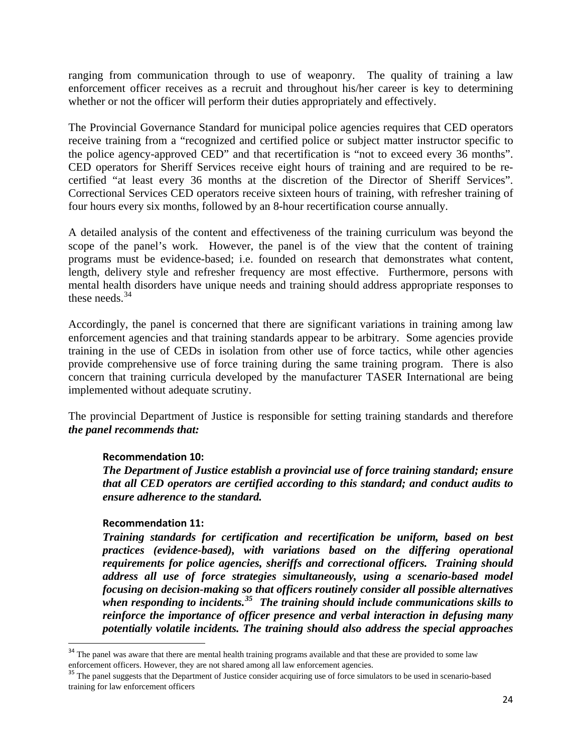ranging from communication through to use of weaponry. The quality of training a law enforcement officer receives as a recruit and throughout his/her career is key to determining whether or not the officer will perform their duties appropriately and effectively.

The Provincial Governance Standard for municipal police agencies requires that CED operators receive training from a "recognized and certified police or subject matter instructor specific to the police agency-approved CED" and that recertification is "not to exceed every 36 months". CED operators for Sheriff Services receive eight hours of training and are required to be re-certified "at least every 36 months at the discretion of the Director of Sheriff Services". Correctional Services CED operators receive sixteen hours of training, with refresher training of four hours every six months, followed by an 8-hour recertification course annually.

A detailed analysis of the content and effectiveness of the training curriculum was beyond the scope of the panel's work. However, the panel is of the view that the content of training programs must be evidence-based; i.e. founded on research that demonstrates what content, length, delivery style and refresher frequency are most effective. Furthermore, persons with mental health disorders have unique needs and training should address appropriate responses to these needs.[34]

Accordingly, the panel is concerned that there are significant variations in training among law enforcement agencies and that training standards appear to be arbitrary. Some agencies provide training in the use of CEDs in isolation from other use of force tactics, while other agencies provide comprehensive use of force training during the same training program. There is also concern that training curricula developed by the manufacturer TASER International are being implemented without adequate scrutiny.

The provincial Department of Justice is responsible for setting training standards and therefore ***the panel recommends that:***

> **Recommendation 10:**
> ***The Department of Justice establish a provincial use of force training standard; ensure that all CED operators are certified according to this standard; and conduct audits to ensure adherence to the standard.***
>
> **Recommendation 11:**
> ***Training standards for certification and recertification be uniform, based on best practices (evidence-based), with variations based on the differing operational requirements for police agencies, sheriffs and correctional officers. Training should address all use of force strategies simultaneously, using a scenario-based model focusing on decision-making so that officers routinely consider all possible alternatives when responding to incidents.[35] The training should include communications skills to reinforce the importance of officer presence and verbal interaction in defusing many potentially volatile incidents. The training should also address the special approaches***

---

[34] The panel was aware that there are mental health training programs available and that these are provided to some law enforcement officers. However, they are not shared among all law enforcement agencies.

[35] The panel suggests that the Department of Justice consider acquiring use of force simulators to be used in scenario-based training for law enforcement officers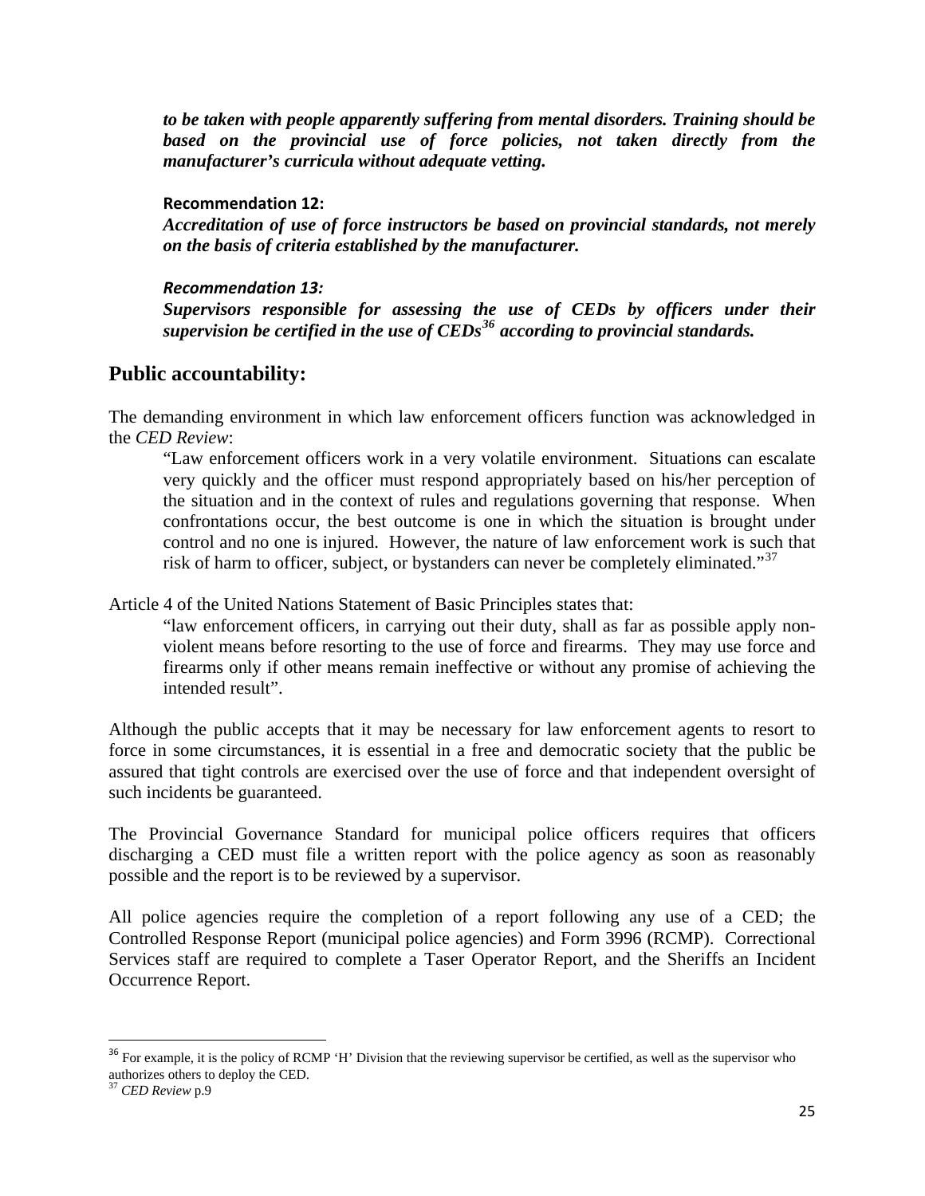***to be taken with people apparently suffering from mental disorders. Training should be based on the provincial use of force policies, not taken directly from the manufacturer's curricula without adequate vetting.***

**Recommendation 12:**
***Accreditation of use of force instructors be based on provincial standards, not merely on the basis of criteria established by the manufacturer.***

***Recommendation 13:***
***Supervisors responsible for assessing the use of CEDs by officers under their supervision be certified in the use of CEDs[36] according to provincial standards.***

## Public accountability:

The demanding environment in which law enforcement officers function was acknowledged in the *CED Review*:

> "Law enforcement officers work in a very volatile environment. Situations can escalate very quickly and the officer must respond appropriately based on his/her perception of the situation and in the context of rules and regulations governing that response. When confrontations occur, the best outcome is one in which the situation is brought under control and no one is injured. However, the nature of law enforcement work is such that risk of harm to officer, subject, or bystanders can never be completely eliminated."[37]

Article 4 of the United Nations Statement of Basic Principles states that:

> "law enforcement officers, in carrying out their duty, shall as far as possible apply non-violent means before resorting to the use of force and firearms. They may use force and firearms only if other means remain ineffective or without any promise of achieving the intended result".

Although the public accepts that it may be necessary for law enforcement agents to resort to force in some circumstances, it is essential in a free and democratic society that the public be assured that tight controls are exercised over the use of force and that independent oversight of such incidents be guaranteed.

The Provincial Governance Standard for municipal police officers requires that officers discharging a CED must file a written report with the police agency as soon as reasonably possible and the report is to be reviewed by a supervisor.

All police agencies require the completion of a report following any use of a CED; the Controlled Response Report (municipal police agencies) and Form 3996 (RCMP). Correctional Services staff are required to complete a Taser Operator Report, and the Sheriffs an Incident Occurrence Report.

---

[36] For example, it is the policy of RCMP 'H' Division that the reviewing supervisor be certified, as well as the supervisor who authorizes others to deploy the CED.

[37] *CED Review* p.9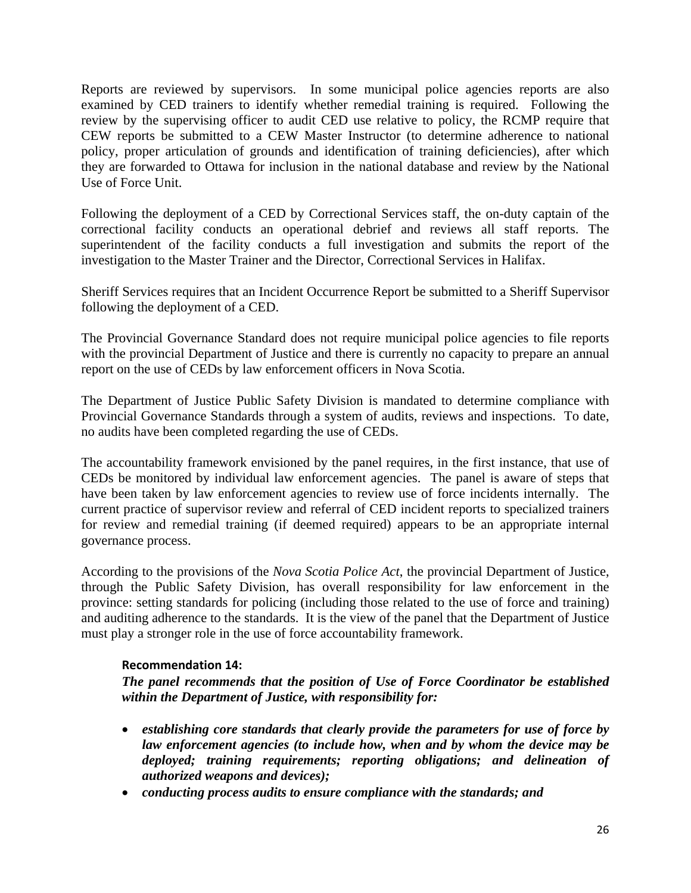Reports are reviewed by supervisors. In some municipal police agencies reports are also examined by CED trainers to identify whether remedial training is required. Following the review by the supervising officer to audit CED use relative to policy, the RCMP require that CEW reports be submitted to a CEW Master Instructor (to determine adherence to national policy, proper articulation of grounds and identification of training deficiencies), after which they are forwarded to Ottawa for inclusion in the national database and review by the National Use of Force Unit.

Following the deployment of a CED by Correctional Services staff, the on-duty captain of the correctional facility conducts an operational debrief and reviews all staff reports. The superintendent of the facility conducts a full investigation and submits the report of the investigation to the Master Trainer and the Director, Correctional Services in Halifax.

Sheriff Services requires that an Incident Occurrence Report be submitted to a Sheriff Supervisor following the deployment of a CED.

The Provincial Governance Standard does not require municipal police agencies to file reports with the provincial Department of Justice and there is currently no capacity to prepare an annual report on the use of CEDs by law enforcement officers in Nova Scotia.

The Department of Justice Public Safety Division is mandated to determine compliance with Provincial Governance Standards through a system of audits, reviews and inspections. To date, no audits have been completed regarding the use of CEDs.

The accountability framework envisioned by the panel requires, in the first instance, that use of CEDs be monitored by individual law enforcement agencies. The panel is aware of steps that have been taken by law enforcement agencies to review use of force incidents internally. The current practice of supervisor review and referral of CED incident reports to specialized trainers for review and remedial training (if deemed required) appears to be an appropriate internal governance process.

According to the provisions of the *Nova Scotia Police Act*, the provincial Department of Justice, through the Public Safety Division, has overall responsibility for law enforcement in the province: setting standards for policing (including those related to the use of force and training) and auditing adherence to the standards. It is the view of the panel that the Department of Justice must play a stronger role in the use of force accountability framework.

**Recommendation 14:**

***The panel recommends that the position of Use of Force Coordinator be established within the Department of Justice, with responsibility for:***

- ***establishing core standards that clearly provide the parameters for use of force by law enforcement agencies (to include how, when and by whom the device may be deployed; training requirements; reporting obligations; and delineation of authorized weapons and devices);***
- ***conducting process audits to ensure compliance with the standards; and***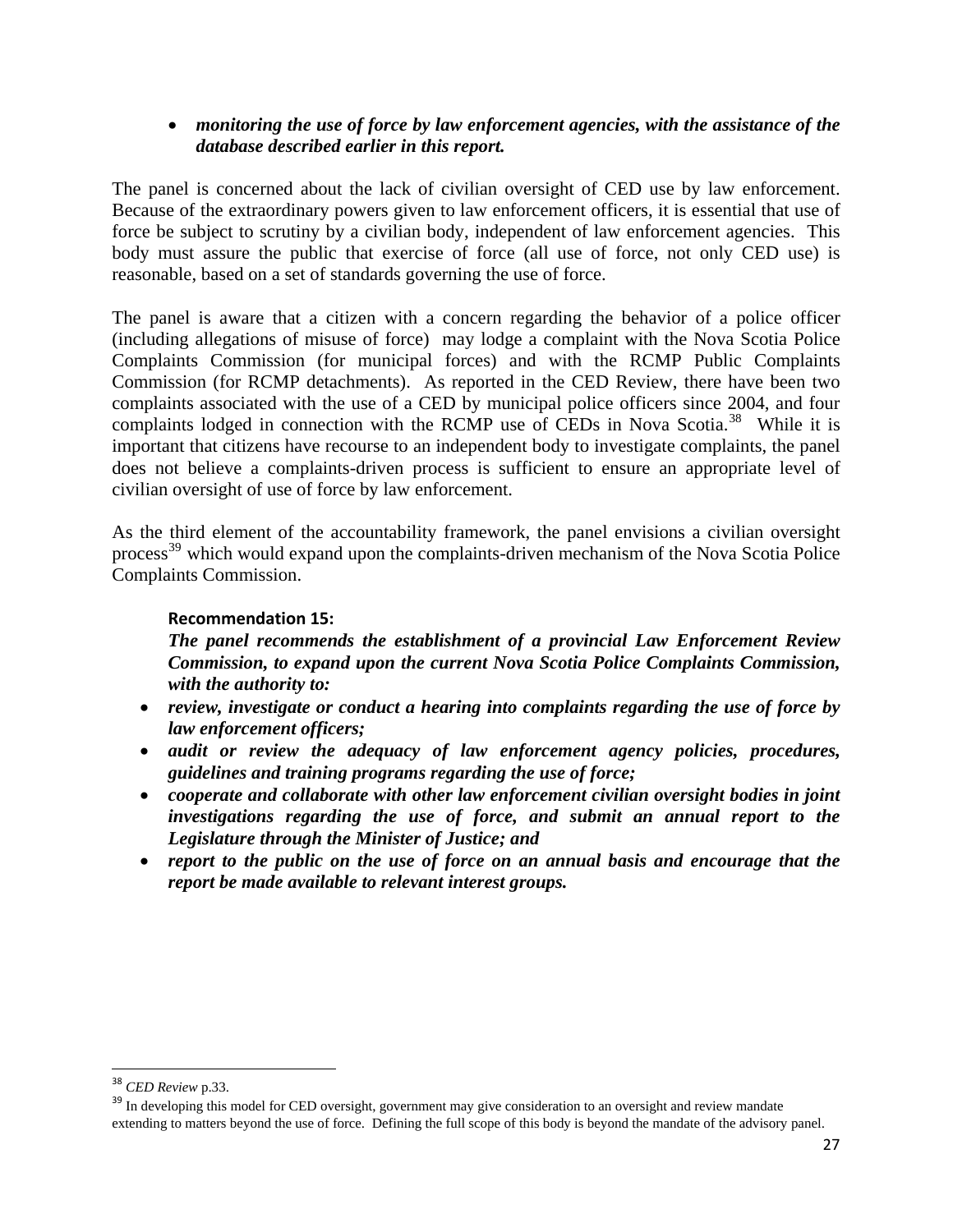- ***monitoring the use of force by law enforcement agencies, with the assistance of the database described earlier in this report.***

The panel is concerned about the lack of civilian oversight of CED use by law enforcement. Because of the extraordinary powers given to law enforcement officers, it is essential that use of force be subject to scrutiny by a civilian body, independent of law enforcement agencies. This body must assure the public that exercise of force (all use of force, not only CED use) is reasonable, based on a set of standards governing the use of force.

The panel is aware that a citizen with a concern regarding the behavior of a police officer (including allegations of misuse of force) may lodge a complaint with the Nova Scotia Police Complaints Commission (for municipal forces) and with the RCMP Public Complaints Commission (for RCMP detachments). As reported in the CED Review, there have been two complaints associated with the use of a CED by municipal police officers since 2004, and four complaints lodged in connection with the RCMP use of CEDs in Nova Scotia.[38] While it is important that citizens have recourse to an independent body to investigate complaints, the panel does not believe a complaints-driven process is sufficient to ensure an appropriate level of civilian oversight of use of force by law enforcement.

As the third element of the accountability framework, the panel envisions a civilian oversight process[39] which would expand upon the complaints-driven mechanism of the Nova Scotia Police Complaints Commission.

**Recommendation 15:**

***The panel recommends the establishment of a provincial Law Enforcement Review Commission, to expand upon the current Nova Scotia Police Complaints Commission, with the authority to:***

- ***review, investigate or conduct a hearing into complaints regarding the use of force by law enforcement officers;***
- ***audit or review the adequacy of law enforcement agency policies, procedures, guidelines and training programs regarding the use of force;***
- ***cooperate and collaborate with other law enforcement civilian oversight bodies in joint investigations regarding the use of force, and submit an annual report to the Legislature through the Minister of Justice; and***
- ***report to the public on the use of force on an annual basis and encourage that the report be made available to relevant interest groups.***

---

[38] *CED Review* p.33.

[39] In developing this model for CED oversight, government may give consideration to an oversight and review mandate extending to matters beyond the use of force. Defining the full scope of this body is beyond the mandate of the advisory panel.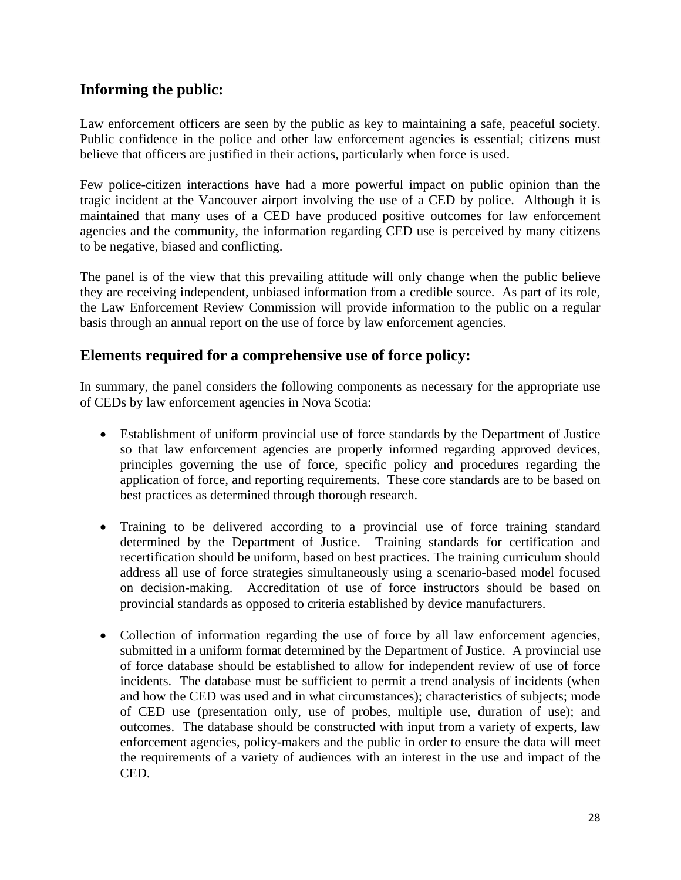## Informing the public:

Law enforcement officers are seen by the public as key to maintaining a safe, peaceful society. Public confidence in the police and other law enforcement agencies is essential; citizens must believe that officers are justified in their actions, particularly when force is used.

Few police-citizen interactions have had a more powerful impact on public opinion than the tragic incident at the Vancouver airport involving the use of a CED by police. Although it is maintained that many uses of a CED have produced positive outcomes for law enforcement agencies and the community, the information regarding CED use is perceived by many citizens to be negative, biased and conflicting.

The panel is of the view that this prevailing attitude will only change when the public believe they are receiving independent, unbiased information from a credible source. As part of its role, the Law Enforcement Review Commission will provide information to the public on a regular basis through an annual report on the use of force by law enforcement agencies.

## Elements required for a comprehensive use of force policy:

In summary, the panel considers the following components as necessary for the appropriate use of CEDs by law enforcement agencies in Nova Scotia:

- Establishment of uniform provincial use of force standards by the Department of Justice so that law enforcement agencies are properly informed regarding approved devices, principles governing the use of force, specific policy and procedures regarding the application of force, and reporting requirements. These core standards are to be based on best practices as determined through thorough research.

- Training to be delivered according to a provincial use of force training standard determined by the Department of Justice. Training standards for certification and recertification should be uniform, based on best practices. The training curriculum should address all use of force strategies simultaneously using a scenario-based model focused on decision-making. Accreditation of use of force instructors should be based on provincial standards as opposed to criteria established by device manufacturers.

- Collection of information regarding the use of force by all law enforcement agencies, submitted in a uniform format determined by the Department of Justice. A provincial use of force database should be established to allow for independent review of use of force incidents. The database must be sufficient to permit a trend analysis of incidents (when and how the CED was used and in what circumstances); characteristics of subjects; mode of CED use (presentation only, use of probes, multiple use, duration of use); and outcomes. The database should be constructed with input from a variety of experts, law enforcement agencies, policy-makers and the public in order to ensure the data will meet the requirements of a variety of audiences with an interest in the use and impact of the CED.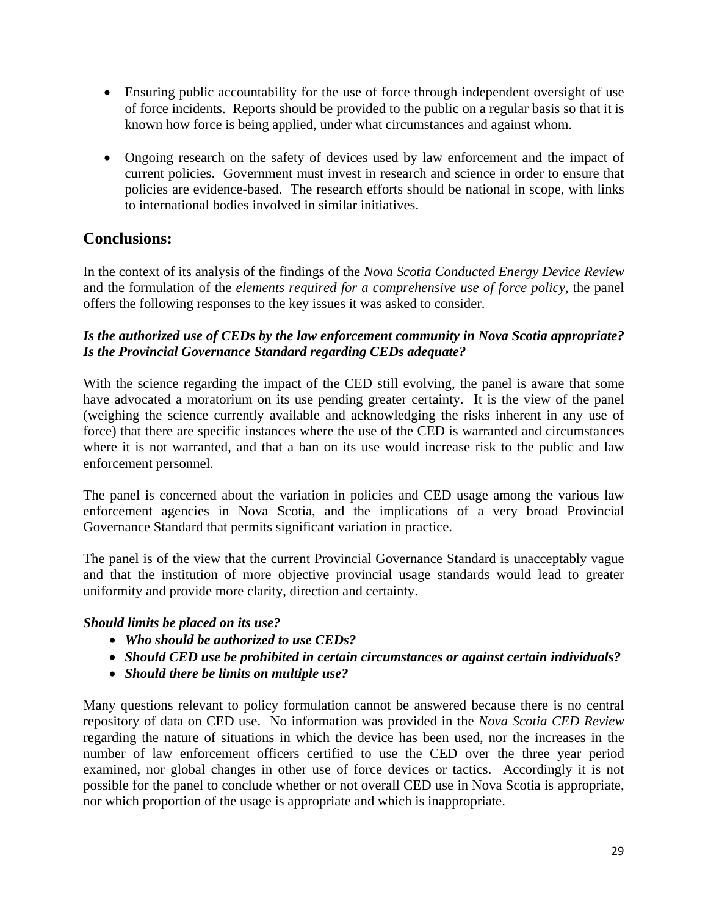- Ensuring public accountability for the use of force through independent oversight of use of force incidents. Reports should be provided to the public on a regular basis so that it is known how force is being applied, under what circumstances and against whom.

- Ongoing research on the safety of devices used by law enforcement and the impact of current policies. Government must invest in research and science in order to ensure that policies are evidence-based. The research efforts should be national in scope, with links to international bodies involved in similar initiatives.

## Conclusions:

In the context of its analysis of the findings of the *Nova Scotia Conducted Energy Device Review* and the formulation of the *elements required for a comprehensive use of force policy*, the panel offers the following responses to the key issues it was asked to consider.

***Is the authorized use of CEDs by the law enforcement community in Nova Scotia appropriate? Is the Provincial Governance Standard regarding CEDs adequate?***

With the science regarding the impact of the CED still evolving, the panel is aware that some have advocated a moratorium on its use pending greater certainty. It is the view of the panel (weighing the science currently available and acknowledging the risks inherent in any use of force) that there are specific instances where the use of the CED is warranted and circumstances where it is not warranted, and that a ban on its use would increase risk to the public and law enforcement personnel.

The panel is concerned about the variation in policies and CED usage among the various law enforcement agencies in Nova Scotia, and the implications of a very broad Provincial Governance Standard that permits significant variation in practice.

The panel is of the view that the current Provincial Governance Standard is unacceptably vague and that the institution of more objective provincial usage standards would lead to greater uniformity and provide more clarity, direction and certainty.

***Should limits be placed on its use?***

- ***Who should be authorized to use CEDs?***
- ***Should CED use be prohibited in certain circumstances or against certain individuals?***
- ***Should there be limits on multiple use?***

Many questions relevant to policy formulation cannot be answered because there is no central repository of data on CED use. No information was provided in the *Nova Scotia CED Review* regarding the nature of situations in which the device has been used, nor the increases in the number of law enforcement officers certified to use the CED over the three year period examined, nor global changes in other use of force devices or tactics. Accordingly it is not possible for the panel to conclude whether or not overall CED use in Nova Scotia is appropriate, nor which proportion of the usage is appropriate and which is inappropriate.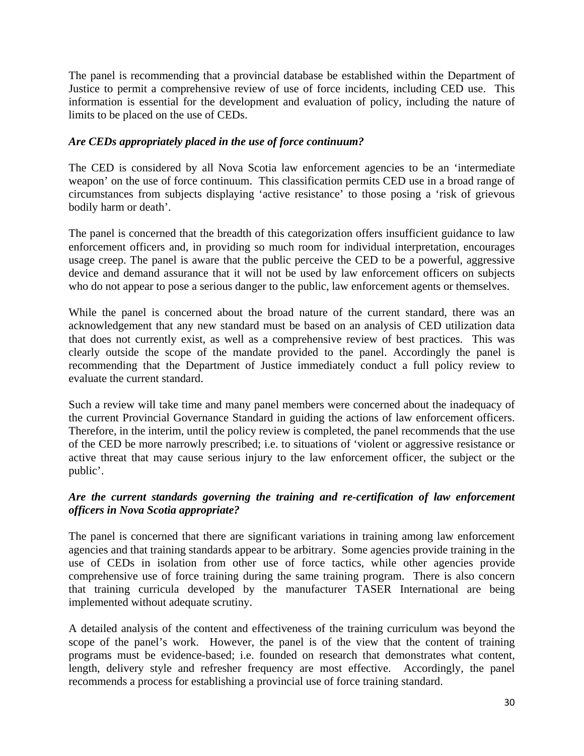The panel is recommending that a provincial database be established within the Department of Justice to permit a comprehensive review of use of force incidents, including CED use. This information is essential for the development and evaluation of policy, including the nature of limits to be placed on the use of CEDs.

***Are CEDs appropriately placed in the use of force continuum?***

The CED is considered by all Nova Scotia law enforcement agencies to be an 'intermediate weapon' on the use of force continuum. This classification permits CED use in a broad range of circumstances from subjects displaying 'active resistance' to those posing a 'risk of grievous bodily harm or death'.

The panel is concerned that the breadth of this categorization offers insufficient guidance to law enforcement officers and, in providing so much room for individual interpretation, encourages usage creep. The panel is aware that the public perceive the CED to be a powerful, aggressive device and demand assurance that it will not be used by law enforcement officers on subjects who do not appear to pose a serious danger to the public, law enforcement agents or themselves.

While the panel is concerned about the broad nature of the current standard, there was an acknowledgement that any new standard must be based on an analysis of CED utilization data that does not currently exist, as well as a comprehensive review of best practices. This was clearly outside the scope of the mandate provided to the panel. Accordingly the panel is recommending that the Department of Justice immediately conduct a full policy review to evaluate the current standard.

Such a review will take time and many panel members were concerned about the inadequacy of the current Provincial Governance Standard in guiding the actions of law enforcement officers. Therefore, in the interim, until the policy review is completed, the panel recommends that the use of the CED be more narrowly prescribed; i.e. to situations of 'violent or aggressive resistance or active threat that may cause serious injury to the law enforcement officer, the subject or the public'.

***Are the current standards governing the training and re-certification of law enforcement officers in Nova Scotia appropriate?***

The panel is concerned that there are significant variations in training among law enforcement agencies and that training standards appear to be arbitrary. Some agencies provide training in the use of CEDs in isolation from other use of force tactics, while other agencies provide comprehensive use of force training during the same training program. There is also concern that training curricula developed by the manufacturer TASER International are being implemented without adequate scrutiny.

A detailed analysis of the content and effectiveness of the training curriculum was beyond the scope of the panel's work. However, the panel is of the view that the content of training programs must be evidence-based; i.e. founded on research that demonstrates what content, length, delivery style and refresher frequency are most effective. Accordingly, the panel recommends a process for establishing a provincial use of force training standard.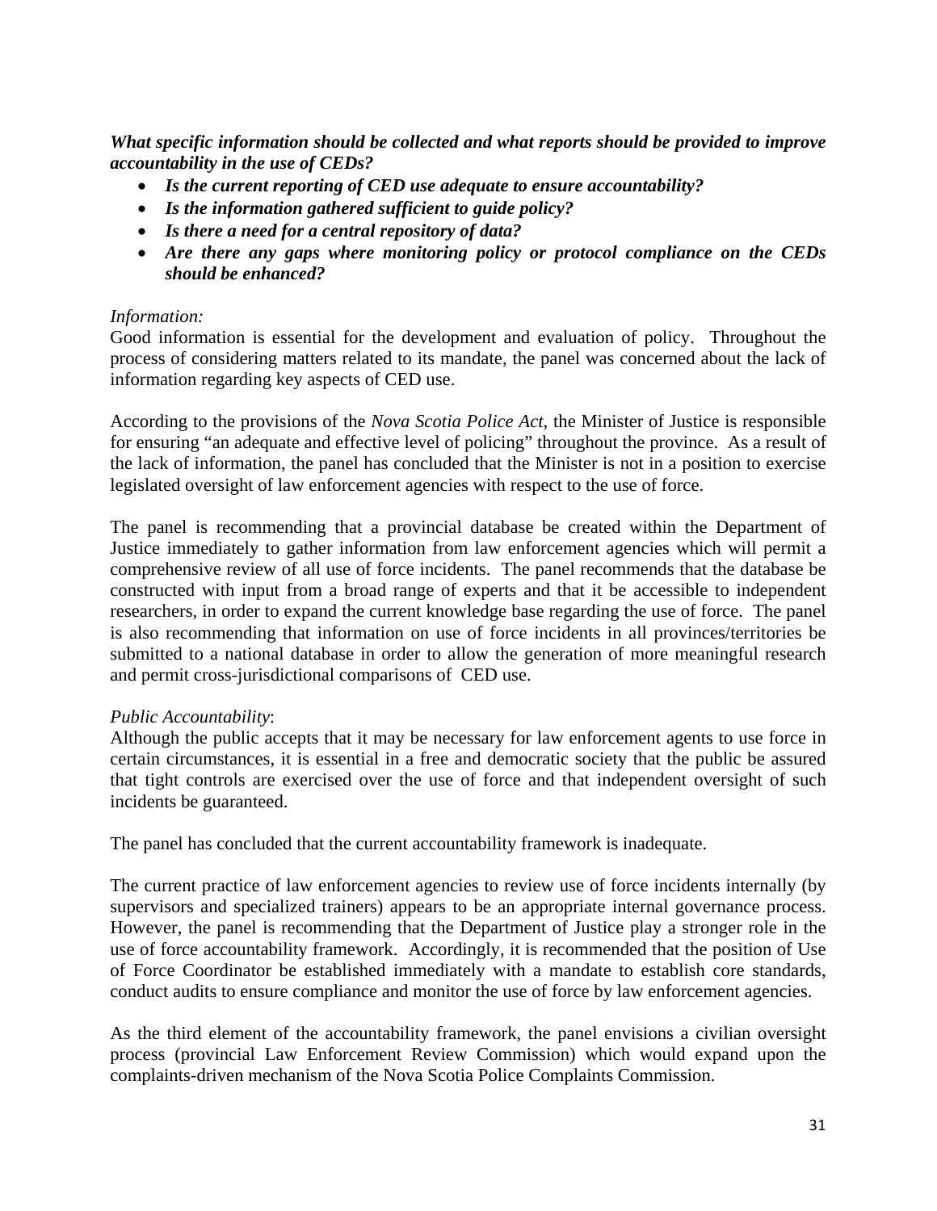***What specific information should be collected and what reports should be provided to improve accountability in the use of CEDs?***

- ***Is the current reporting of CED use adequate to ensure accountability?***
- ***Is the information gathered sufficient to guide policy?***
- ***Is there a need for a central repository of data?***
- ***Are there any gaps where monitoring policy or protocol compliance on the CEDs should be enhanced?***

*Information:*
Good information is essential for the development and evaluation of policy. Throughout the process of considering matters related to its mandate, the panel was concerned about the lack of information regarding key aspects of CED use.

According to the provisions of the *Nova Scotia Police Act*, the Minister of Justice is responsible for ensuring "an adequate and effective level of policing" throughout the province. As a result of the lack of information, the panel has concluded that the Minister is not in a position to exercise legislated oversight of law enforcement agencies with respect to the use of force.

The panel is recommending that a provincial database be created within the Department of Justice immediately to gather information from law enforcement agencies which will permit a comprehensive review of all use of force incidents. The panel recommends that the database be constructed with input from a broad range of experts and that it be accessible to independent researchers, in order to expand the current knowledge base regarding the use of force. The panel is also recommending that information on use of force incidents in all provinces/territories be submitted to a national database in order to allow the generation of more meaningful research and permit cross-jurisdictional comparisons of CED use.

*Public Accountability*:
Although the public accepts that it may be necessary for law enforcement agents to use force in certain circumstances, it is essential in a free and democratic society that the public be assured that tight controls are exercised over the use of force and that independent oversight of such incidents be guaranteed.

The panel has concluded that the current accountability framework is inadequate.

The current practice of law enforcement agencies to review use of force incidents internally (by supervisors and specialized trainers) appears to be an appropriate internal governance process. However, the panel is recommending that the Department of Justice play a stronger role in the use of force accountability framework. Accordingly, it is recommended that the position of Use of Force Coordinator be established immediately with a mandate to establish core standards, conduct audits to ensure compliance and monitor the use of force by law enforcement agencies.

As the third element of the accountability framework, the panel envisions a civilian oversight process (provincial Law Enforcement Review Commission) which would expand upon the complaints-driven mechanism of the Nova Scotia Police Complaints Commission.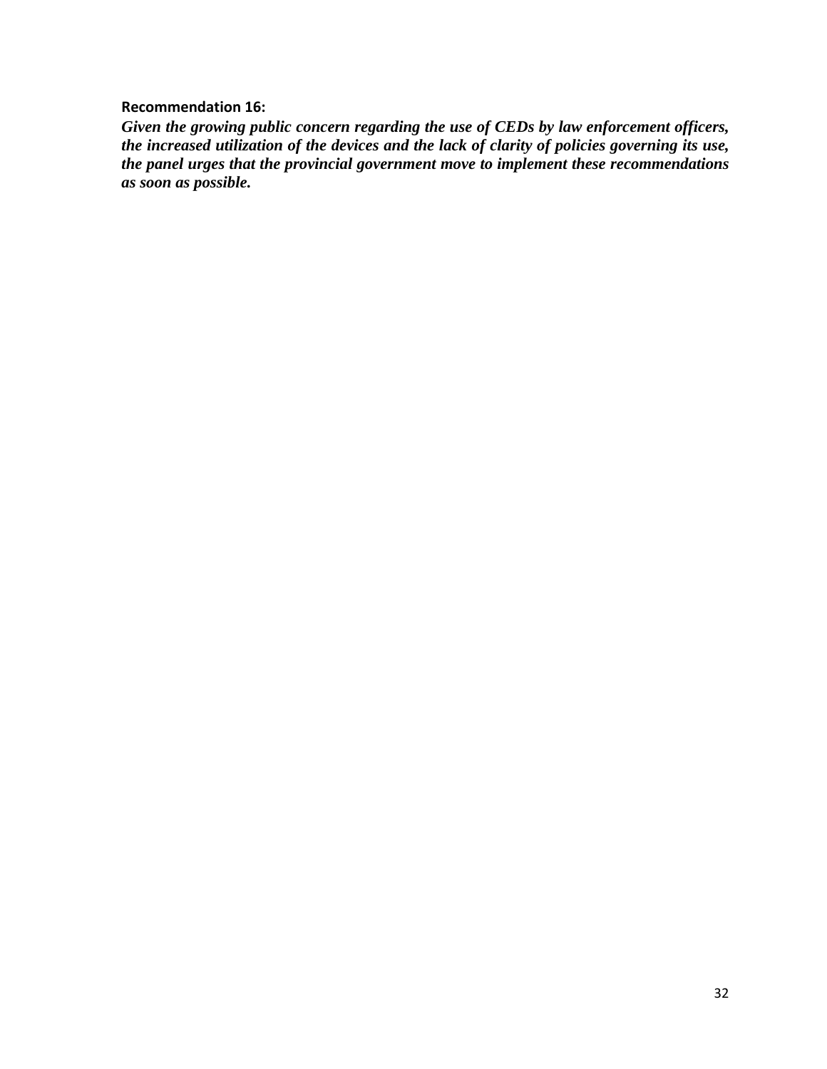**Recommendation 16:**

***Given the growing public concern regarding the use of CEDs by law enforcement officers, the increased utilization of the devices and the lack of clarity of policies governing its use, the panel urges that the provincial government move to implement these recommendations as soon as possible.***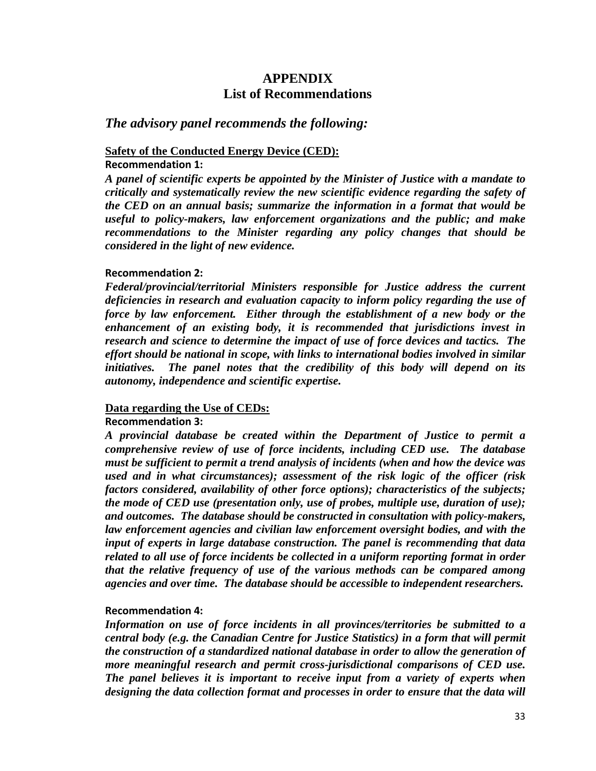# APPENDIX
# List of Recommendations

## *The advisory panel recommends the following:*

### Safety of the Conducted Energy Device (CED):

**Recommendation 1:**

***A panel of scientific experts be appointed by the Minister of Justice with a mandate to critically and systematically review the new scientific evidence regarding the safety of the CED on an annual basis; summarize the information in a format that would be useful to policy-makers, law enforcement organizations and the public; and make recommendations to the Minister regarding any policy changes that should be considered in the light of new evidence.***

**Recommendation 2:**

***Federal/provincial/territorial Ministers responsible for Justice address the current deficiencies in research and evaluation capacity to inform policy regarding the use of force by law enforcement. Either through the establishment of a new body or the enhancement of an existing body, it is recommended that jurisdictions invest in research and science to determine the impact of use of force devices and tactics. The effort should be national in scope, with links to international bodies involved in similar initiatives. The panel notes that the credibility of this body will depend on its autonomy, independence and scientific expertise.***

### Data regarding the Use of CEDs:

**Recommendation 3:**

***A provincial database be created within the Department of Justice to permit a comprehensive review of use of force incidents, including CED use. The database must be sufficient to permit a trend analysis of incidents (when and how the device was used and in what circumstances); assessment of the risk logic of the officer (risk factors considered, availability of other force options); characteristics of the subjects; the mode of CED use (presentation only, use of probes, multiple use, duration of use); and outcomes. The database should be constructed in consultation with policy-makers, law enforcement agencies and civilian law enforcement oversight bodies, and with the input of experts in large database construction. The panel is recommending that data related to all use of force incidents be collected in a uniform reporting format in order that the relative frequency of use of the various methods can be compared among agencies and over time. The database should be accessible to independent researchers.***

**Recommendation 4:**

***Information on use of force incidents in all provinces/territories be submitted to a central body (e.g. the Canadian Centre for Justice Statistics) in a form that will permit the construction of a standardized national database in order to allow the generation of more meaningful research and permit cross-jurisdictional comparisons of CED use. The panel believes it is important to receive input from a variety of experts when designing the data collection format and processes in order to ensure that the data will***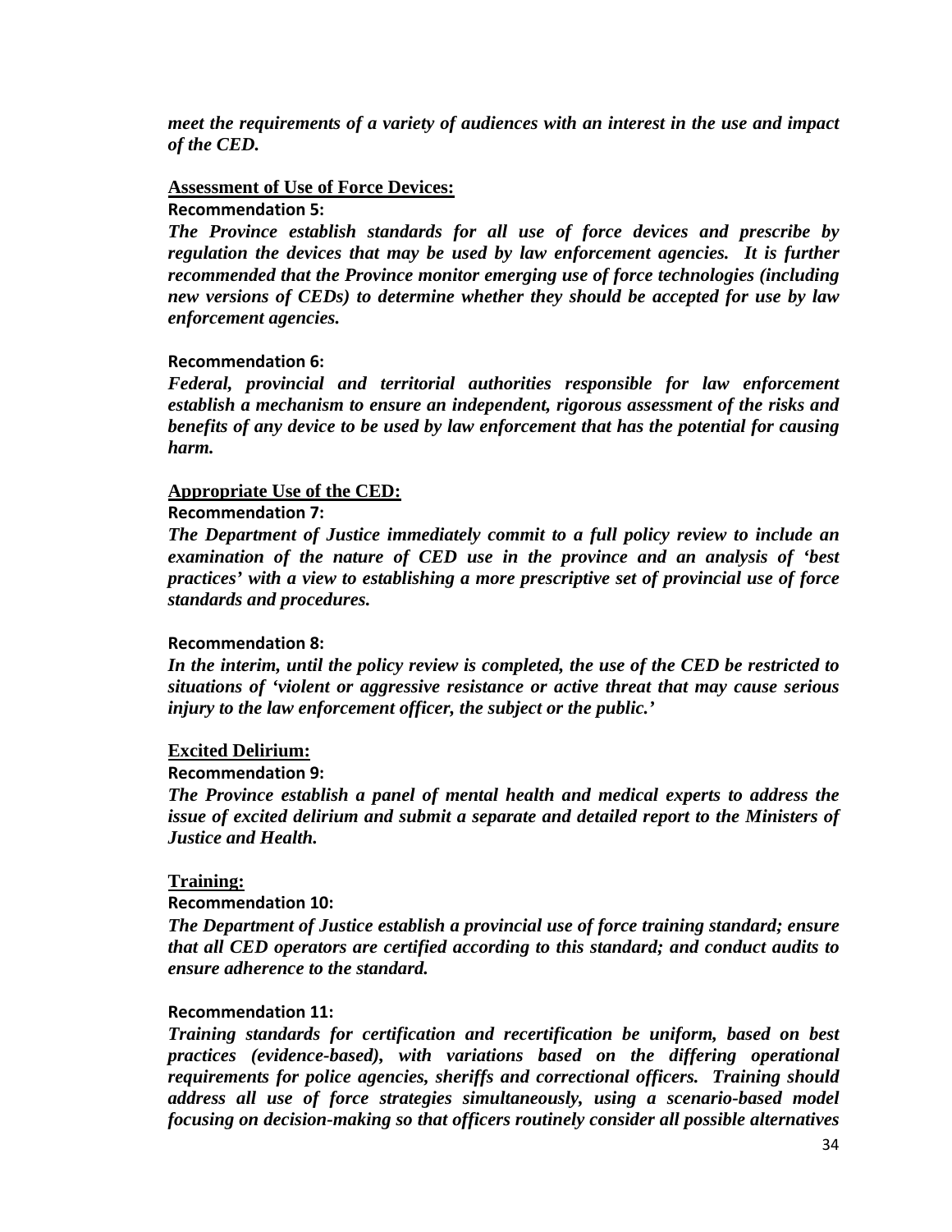***meet the requirements of a variety of audiences with an interest in the use and impact of the CED.***

**<u>Assessment of Use of Force Devices:</u>**

**Recommendation 5:**

***The Province establish standards for all use of force devices and prescribe by regulation the devices that may be used by law enforcement agencies. It is further recommended that the Province monitor emerging use of force technologies (including new versions of CEDs) to determine whether they should be accepted for use by law enforcement agencies.***

**Recommendation 6:**

***Federal, provincial and territorial authorities responsible for law enforcement establish a mechanism to ensure an independent, rigorous assessment of the risks and benefits of any device to be used by law enforcement that has the potential for causing harm.***

**<u>Appropriate Use of the CED:</u>**

**Recommendation 7:**

***The Department of Justice immediately commit to a full policy review to include an examination of the nature of CED use in the province and an analysis of 'best practices' with a view to establishing a more prescriptive set of provincial use of force standards and procedures.***

**Recommendation 8:**

***In the interim, until the policy review is completed, the use of the CED be restricted to situations of 'violent or aggressive resistance or active threat that may cause serious injury to the law enforcement officer, the subject or the public.'***

**<u>Excited Delirium:</u>**

**Recommendation 9:**

***The Province establish a panel of mental health and medical experts to address the issue of excited delirium and submit a separate and detailed report to the Ministers of Justice and Health.***

**<u>Training:</u>**

**Recommendation 10:**

***The Department of Justice establish a provincial use of force training standard; ensure that all CED operators are certified according to this standard; and conduct audits to ensure adherence to the standard.***

**Recommendation 11:**

***Training standards for certification and recertification be uniform, based on best practices (evidence-based), with variations based on the differing operational requirements for police agencies, sheriffs and correctional officers. Training should address all use of force strategies simultaneously, using a scenario-based model focusing on decision-making so that officers routinely consider all possible alternatives***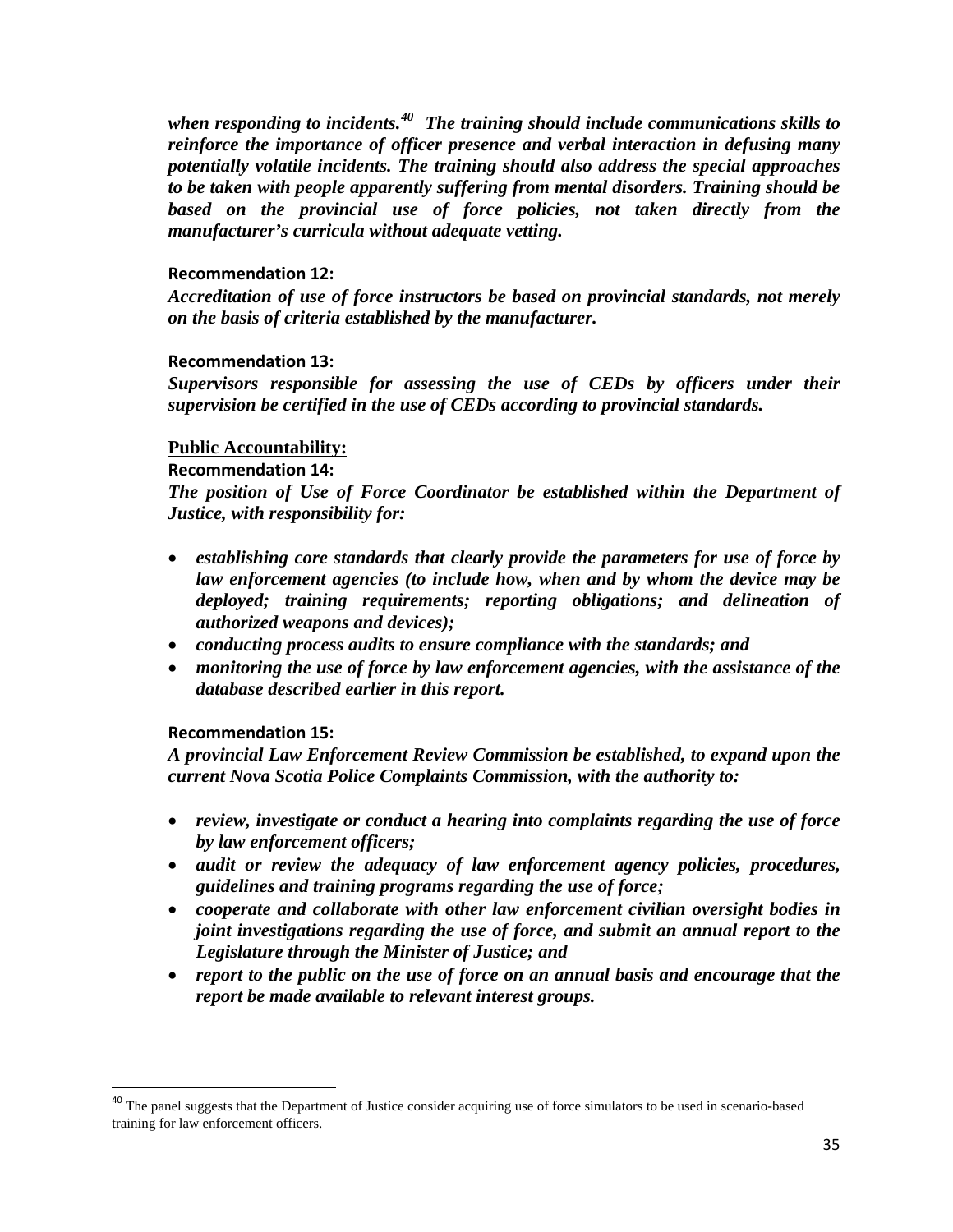***when responding to incidents.[40] The training should include communications skills to reinforce the importance of officer presence and verbal interaction in defusing many potentially volatile incidents. The training should also address the special approaches to be taken with people apparently suffering from mental disorders. Training should be based on the provincial use of force policies, not taken directly from the manufacturer's curricula without adequate vetting.***

**Recommendation 12:**

***Accreditation of use of force instructors be based on provincial standards, not merely on the basis of criteria established by the manufacturer.***

**Recommendation 13:**

***Supervisors responsible for assessing the use of CEDs by officers under their supervision be certified in the use of CEDs according to provincial standards.***

**<u>Public Accountability:</u>**

**Recommendation 14:**

***The position of Use of Force Coordinator be established within the Department of Justice, with responsibility for:***

- ***establishing core standards that clearly provide the parameters for use of force by law enforcement agencies (to include how, when and by whom the device may be deployed; training requirements; reporting obligations; and delineation of authorized weapons and devices);***
- ***conducting process audits to ensure compliance with the standards; and***
- ***monitoring the use of force by law enforcement agencies, with the assistance of the database described earlier in this report.***

**Recommendation 15:**

***A provincial Law Enforcement Review Commission be established, to expand upon the current Nova Scotia Police Complaints Commission, with the authority to:***

- ***review, investigate or conduct a hearing into complaints regarding the use of force by law enforcement officers;***
- ***audit or review the adequacy of law enforcement agency policies, procedures, guidelines and training programs regarding the use of force;***
- ***cooperate and collaborate with other law enforcement civilian oversight bodies in joint investigations regarding the use of force, and submit an annual report to the Legislature through the Minister of Justice; and***
- ***report to the public on the use of force on an annual basis and encourage that the report be made available to relevant interest groups.***

---

[40] The panel suggests that the Department of Justice consider acquiring use of force simulators to be used in scenario-based training for law enforcement officers.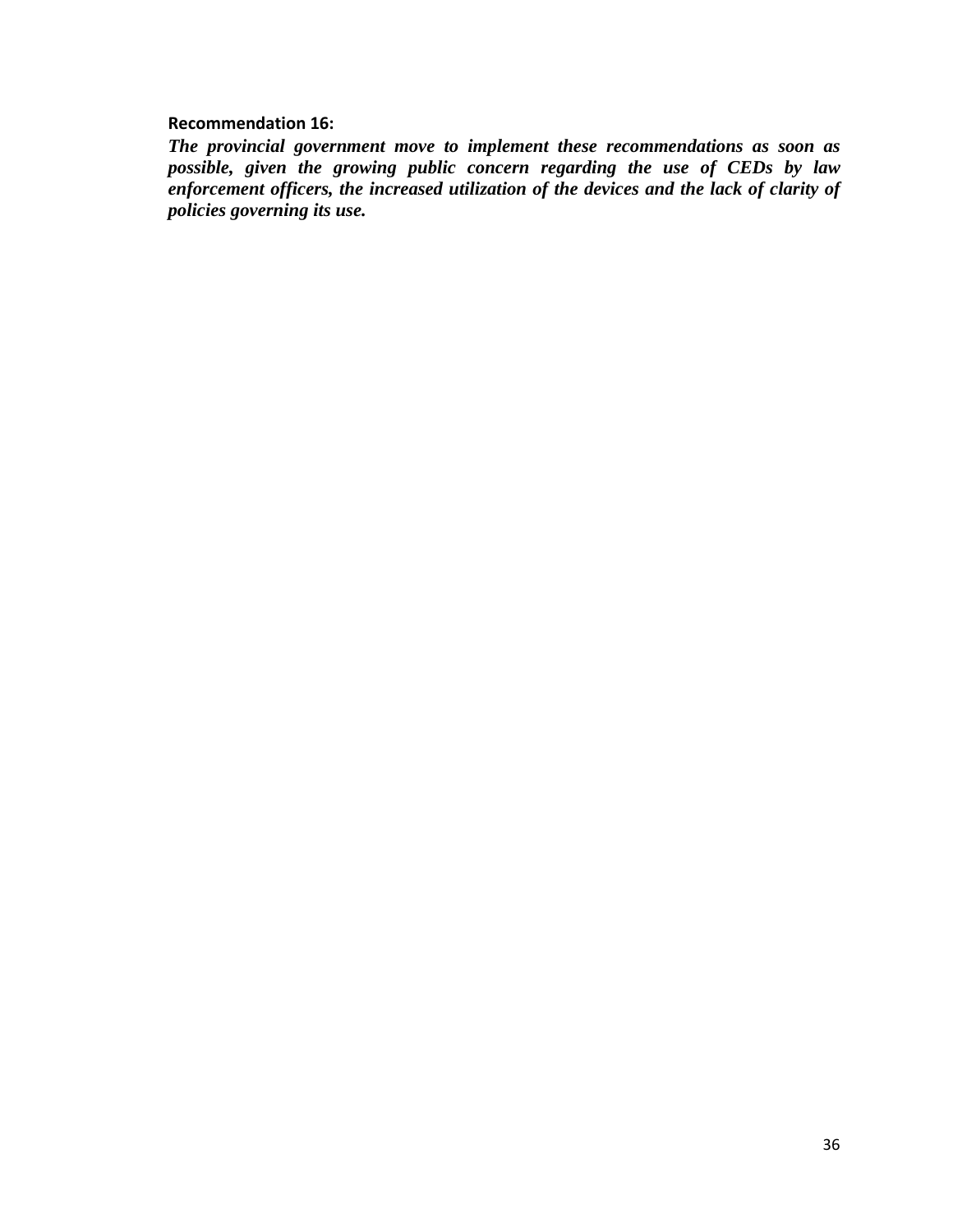**Recommendation 16:**

***The provincial government move to implement these recommendations as soon as possible, given the growing public concern regarding the use of CEDs by law enforcement officers, the increased utilization of the devices and the lack of clarity of policies governing its use.***